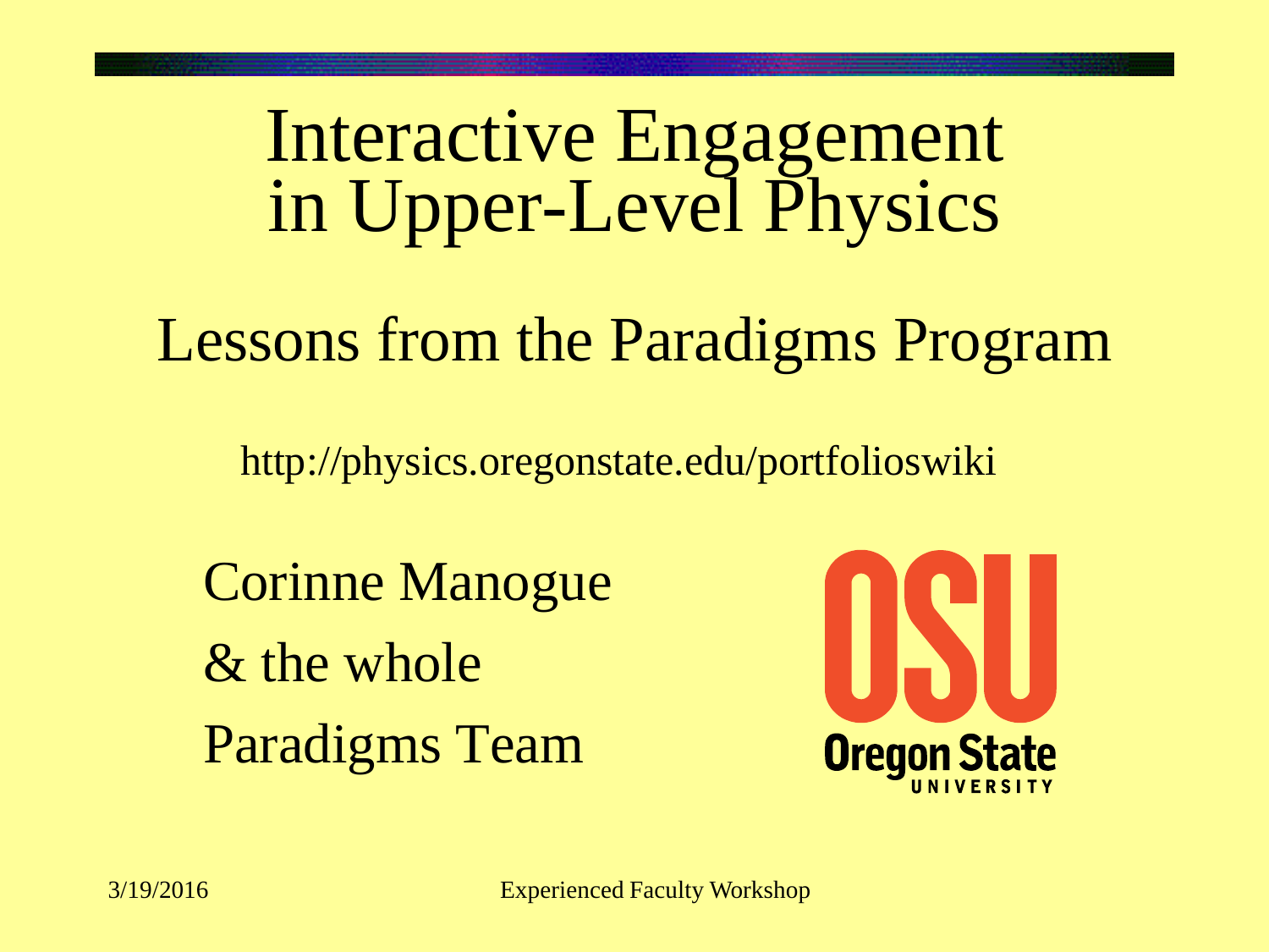# Interactive Engagement in Upper-Level Physics

## Lessons from the Paradigms Program

http://physics.oregonstate.edu/portfolioswiki

Corinne Manogue

& the whole

Paradigms Team

Oregon State University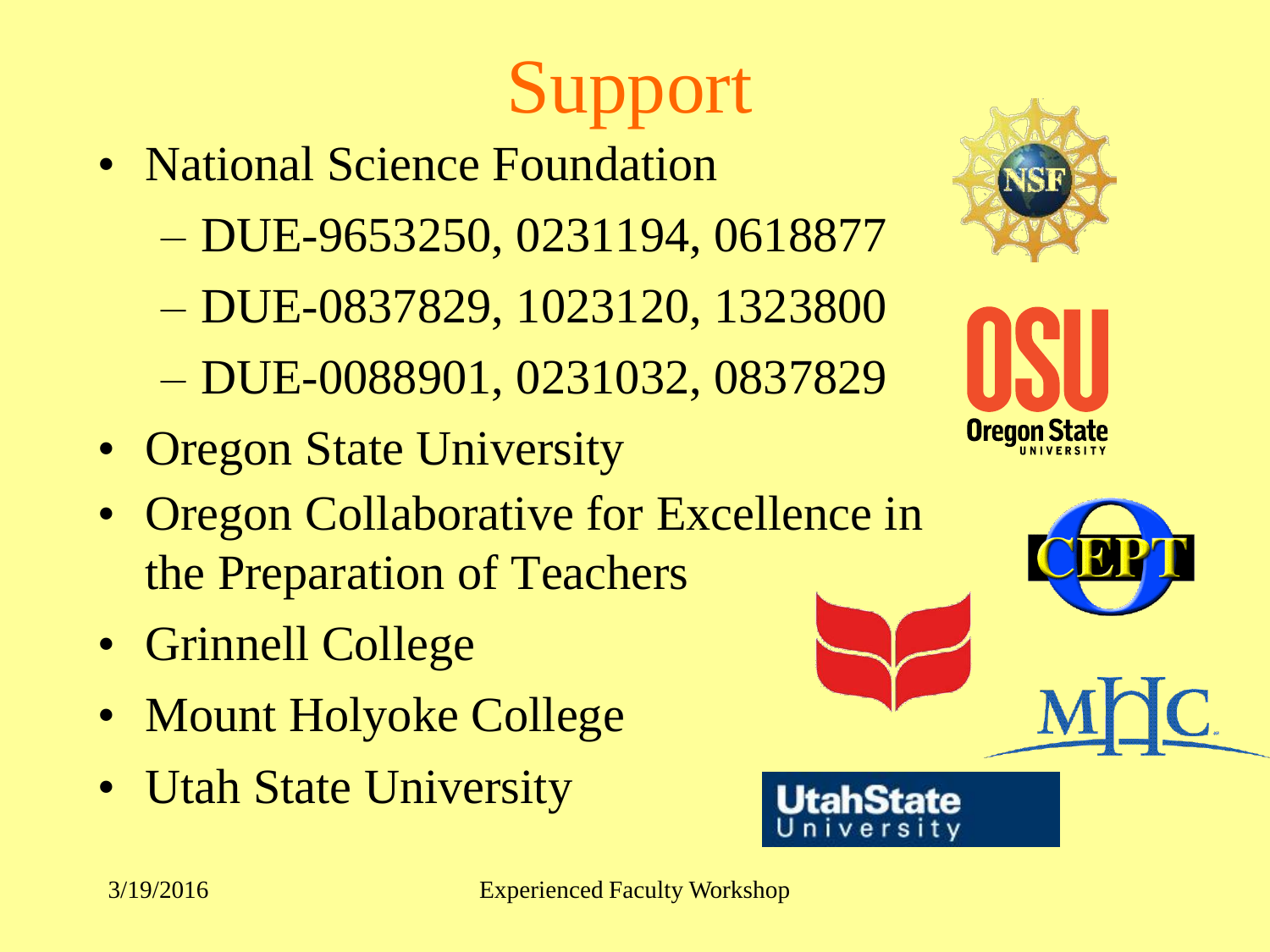# Support

- National Science Foundation
  - DUE-9653250, 0231194, 0618877
  - DUE-0837829, 1023120, 1323800
  - DUE-0088901, 0231032, 0837829
- Oregon State University
- Oregon Collaborative for Excellence in the Preparation of Teachers
- Grinnell College
- Mount Holyoke College
- Utah State University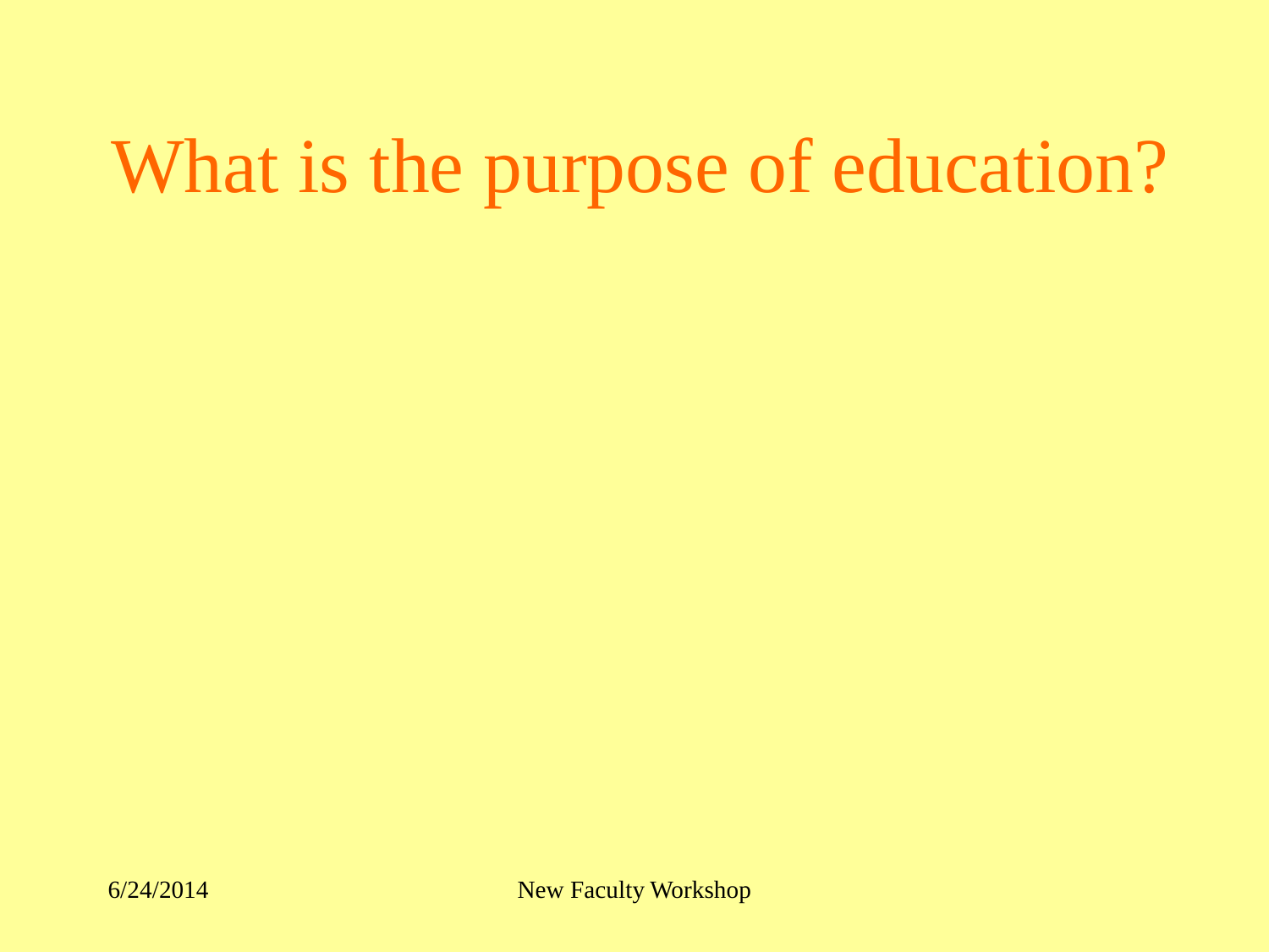# What is the purpose of education?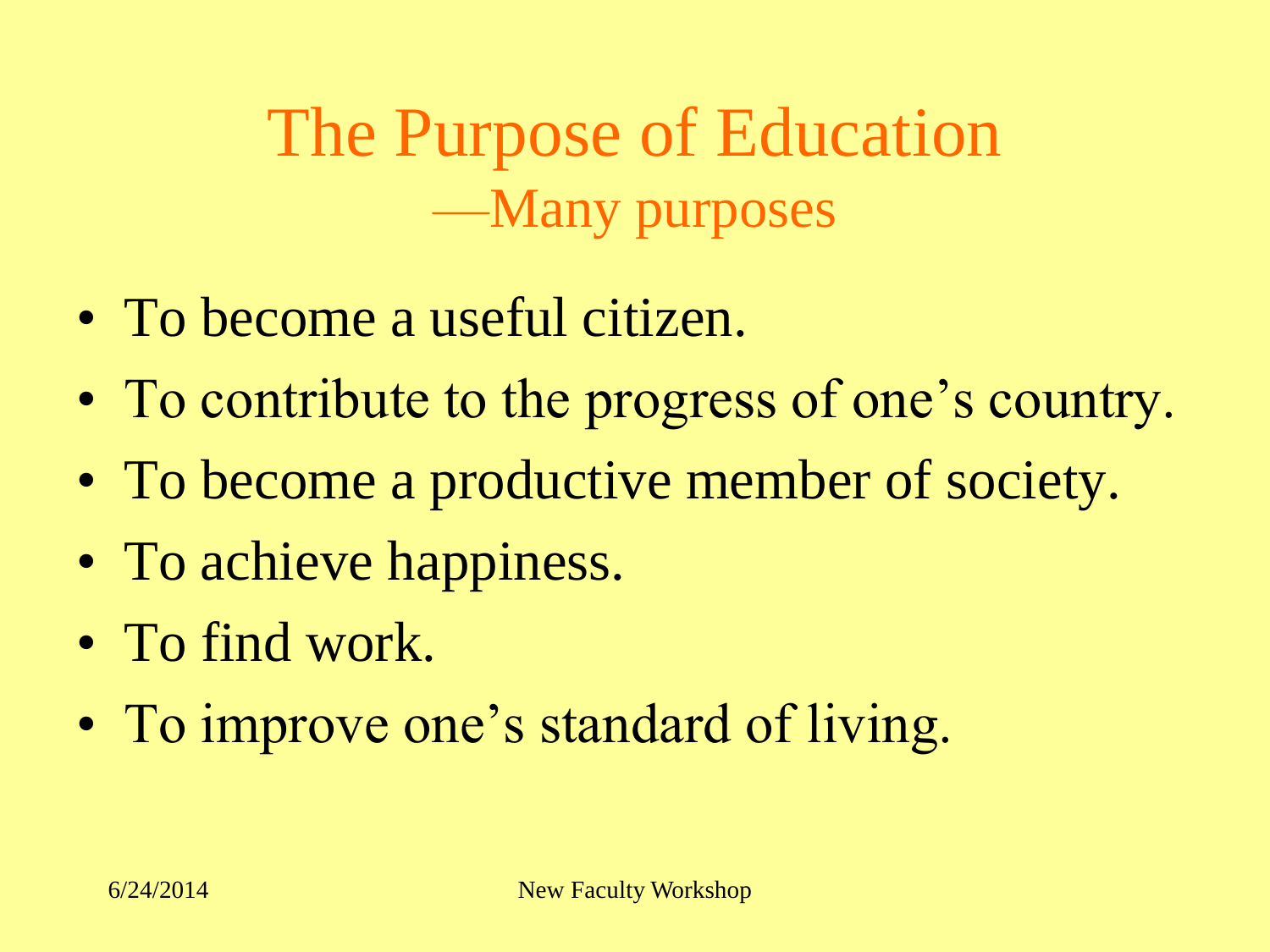# The Purpose of Education
## —Many purposes

- To become a useful citizen.
- To contribute to the progress of one's country.
- To become a productive member of society.
- To achieve happiness.
- To find work.
- To improve one's standard of living.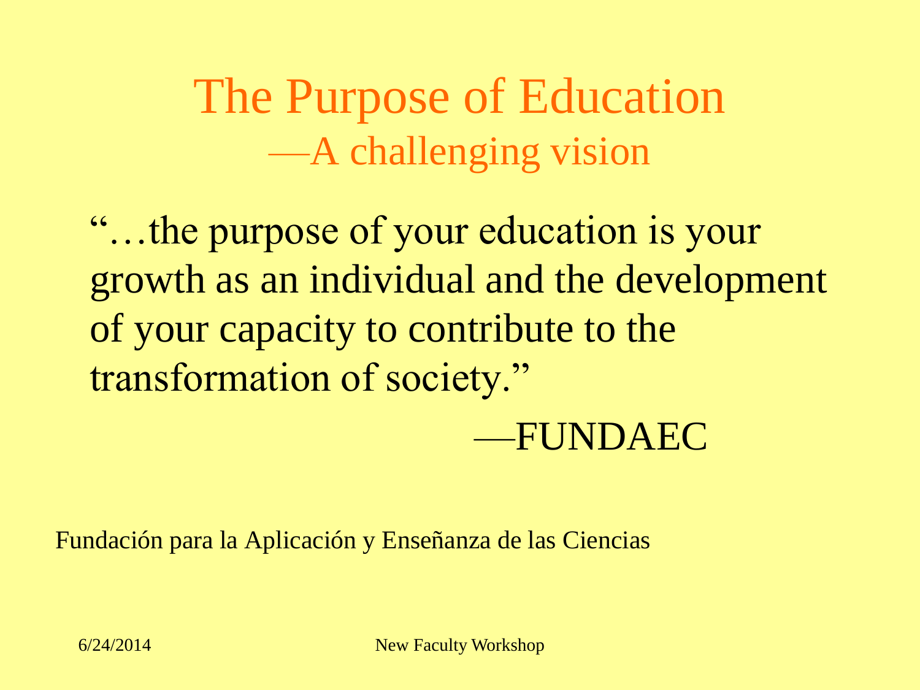# The Purpose of Education
## —A challenging vision

"…the purpose of your education is your growth as an individual and the development of your capacity to contribute to the transformation of society."

—FUNDAEC

Fundación para la Aplicación y Enseñanza de las Ciencias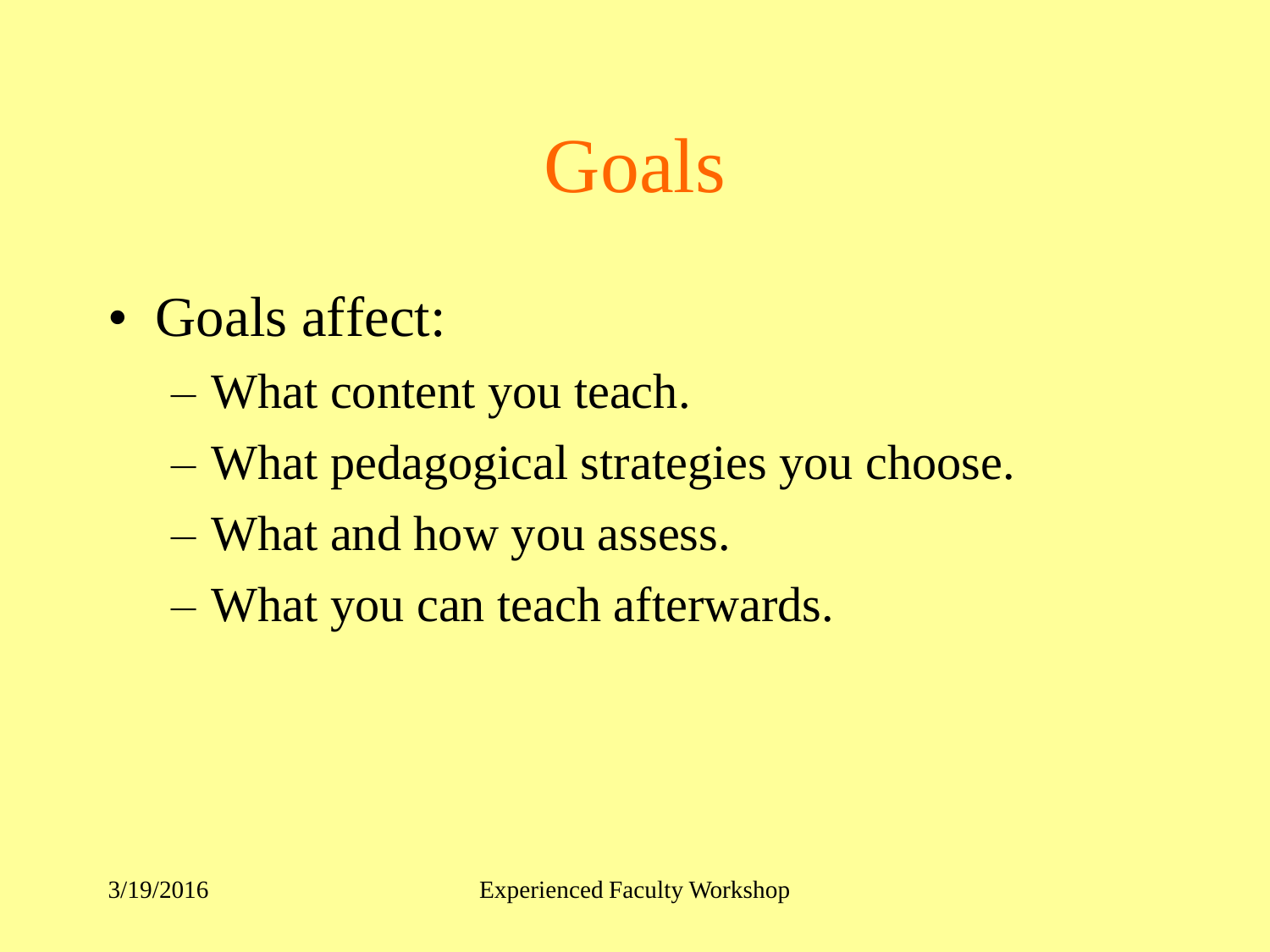# Goals

- Goals affect:
  - What content you teach.
  - What pedagogical strategies you choose.
  - What and how you assess.
  - What you can teach afterwards.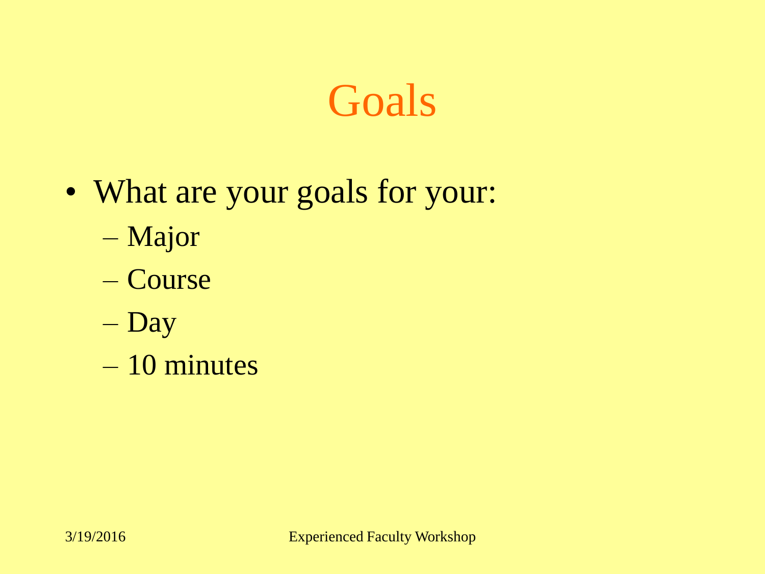# Goals

- What are your goals for your:
  - Major
  - Course
  - Day
  - 10 minutes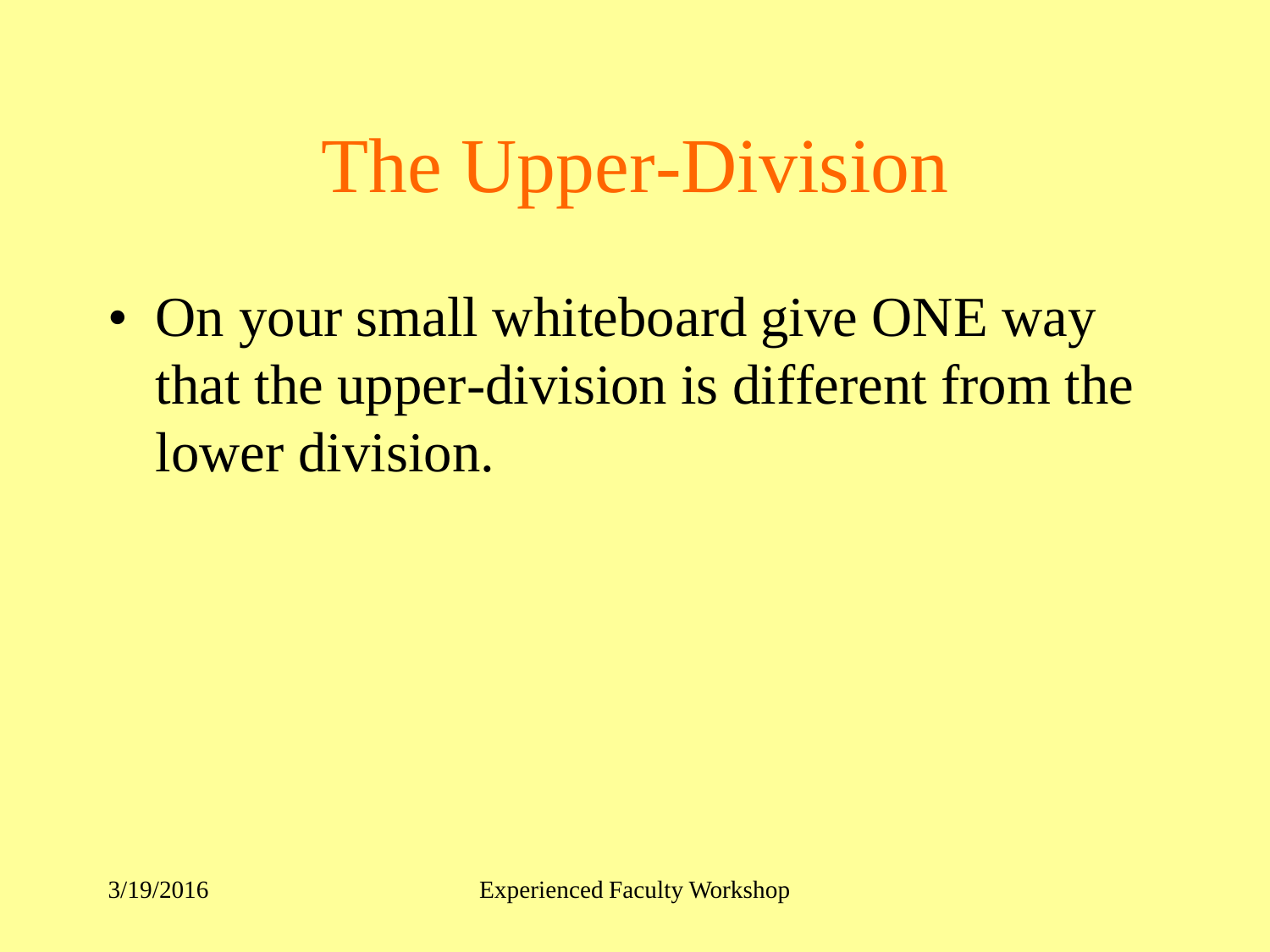# The Upper-Division

- On your small whiteboard give ONE way that the upper-division is different from the lower division.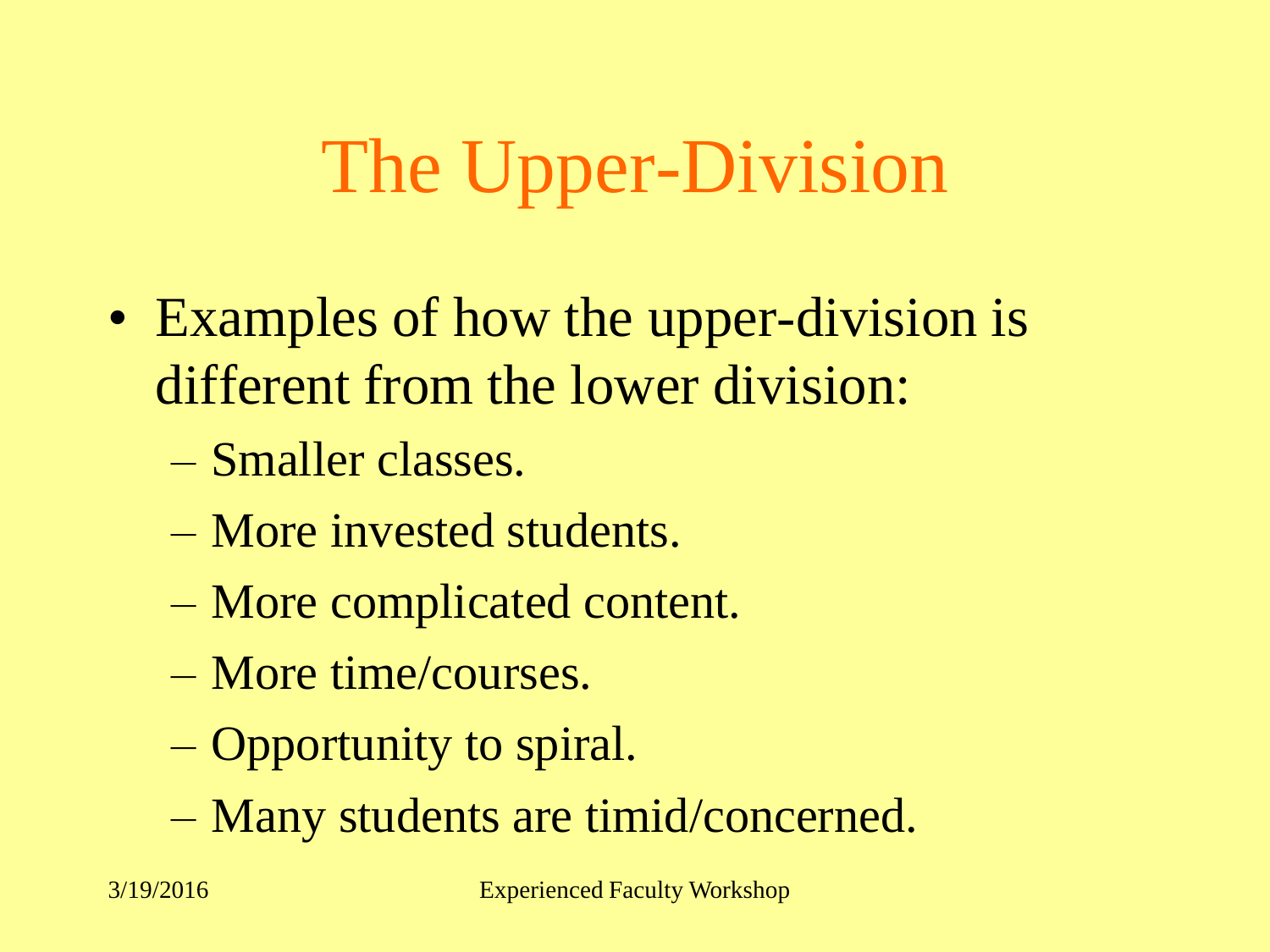# The Upper-Division

- Examples of how the upper-division is different from the lower division:
  - Smaller classes.
  - More invested students.
  - More complicated content.
  - More time/courses.
  - Opportunity to spiral.
  - Many students are timid/concerned.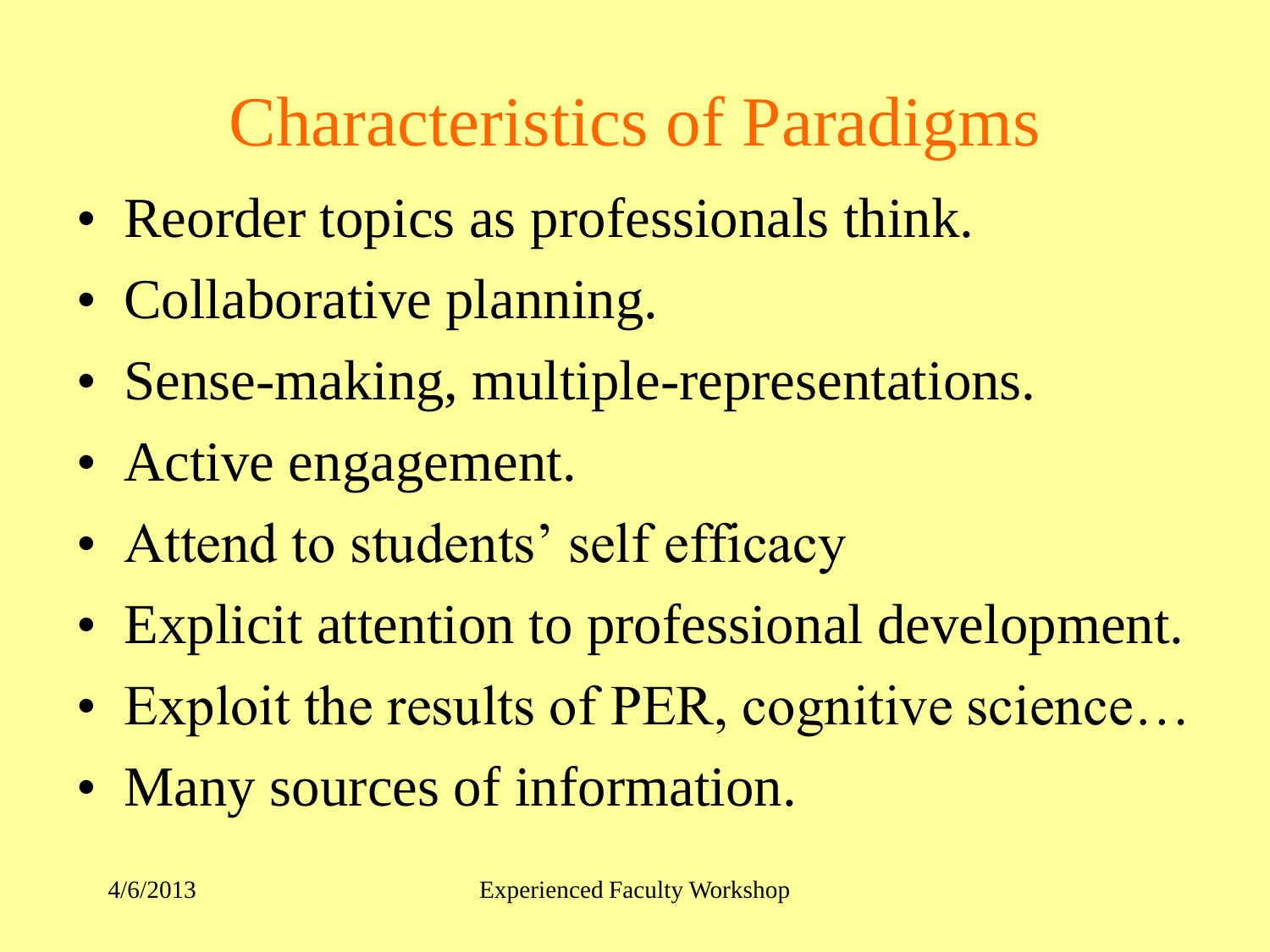# Characteristics of Paradigms

- Reorder topics as professionals think.
- Collaborative planning.
- Sense-making, multiple-representations.
- Active engagement.
- Attend to students' self efficacy
- Explicit attention to professional development.
- Exploit the results of PER, cognitive science…
- Many sources of information.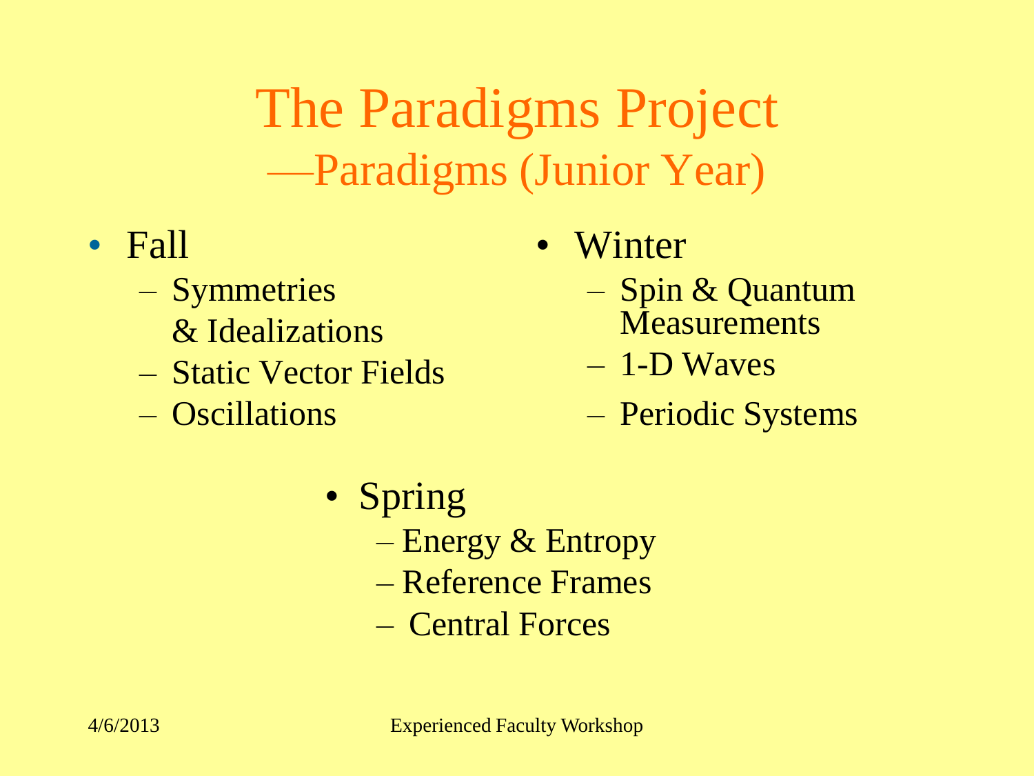# The Paradigms Project
## —Paradigms (Junior Year)

- Fall
  - Symmetries & Idealizations
  - Static Vector Fields
  - Oscillations
- Winter
  - Spin & Quantum Measurements
  - 1-D Waves
  - Periodic Systems
- Spring
  - Energy & Entropy
  - Reference Frames
  - Central Forces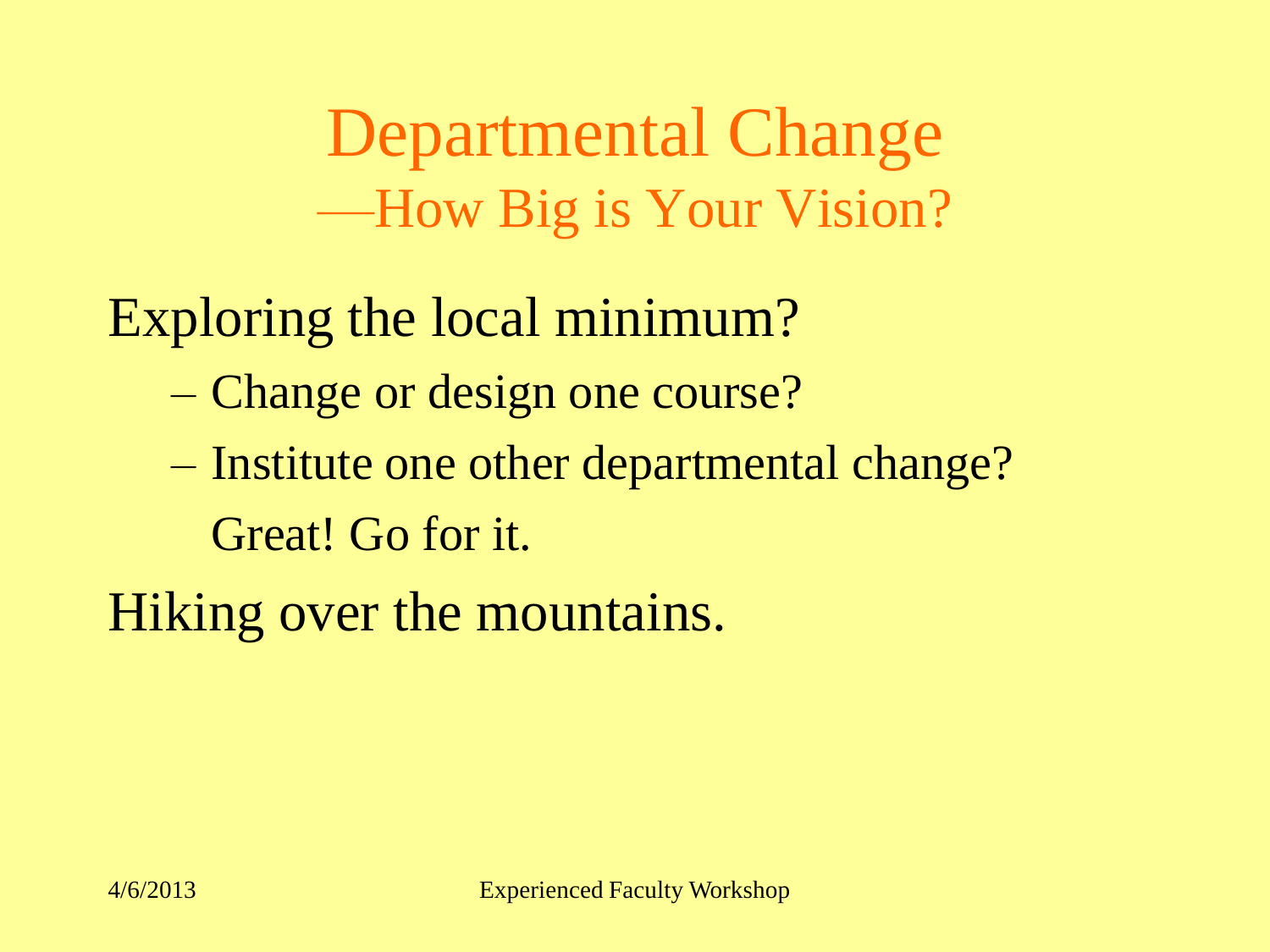# Departmental Change
## —How Big is Your Vision?

Exploring the local minimum?

- Change or design one course?
- Institute one other departmental change?

  Great! Go for it.

Hiking over the mountains.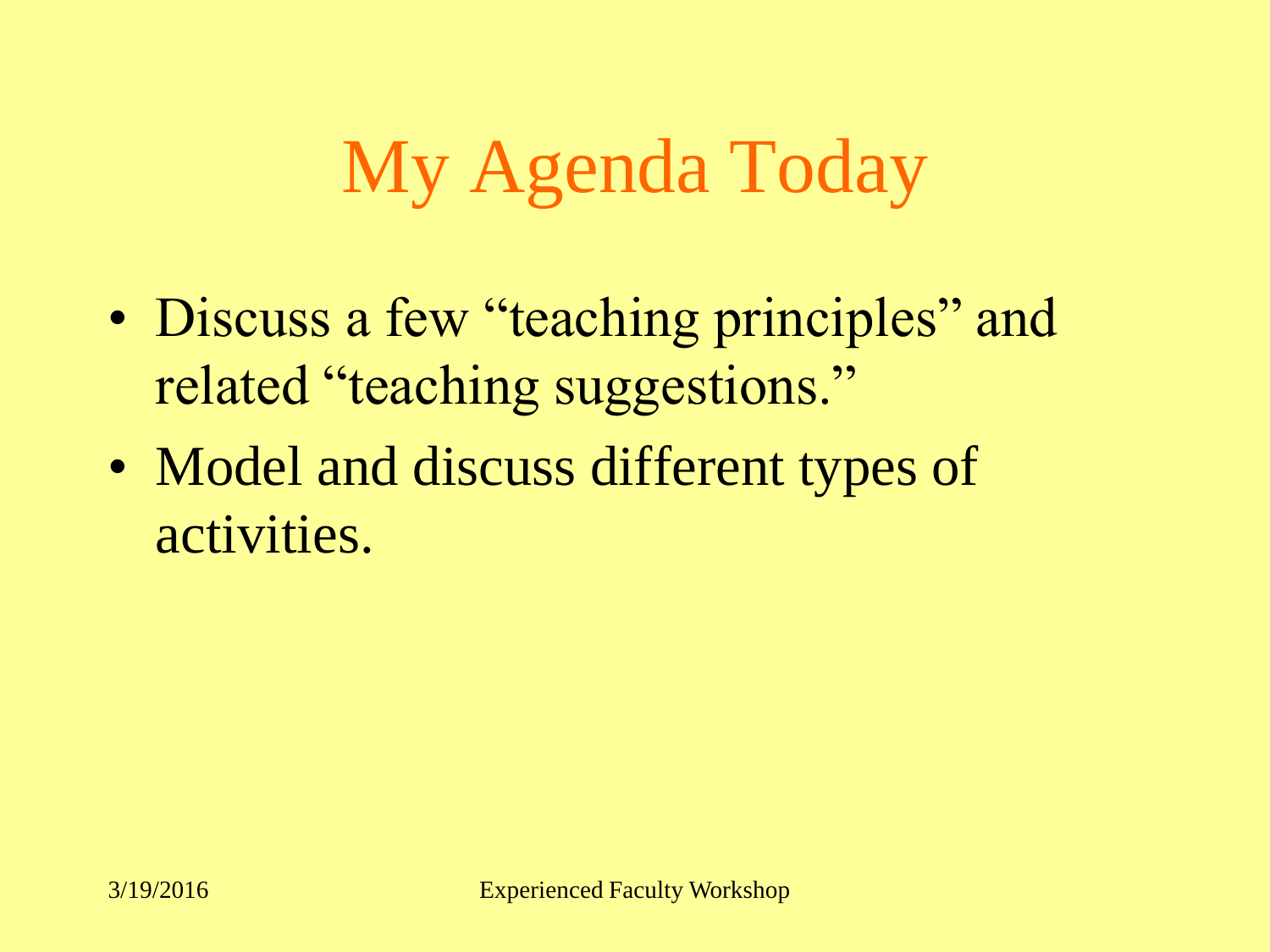# My Agenda Today

- Discuss a few “teaching principles” and related “teaching suggestions.”
- Model and discuss different types of activities.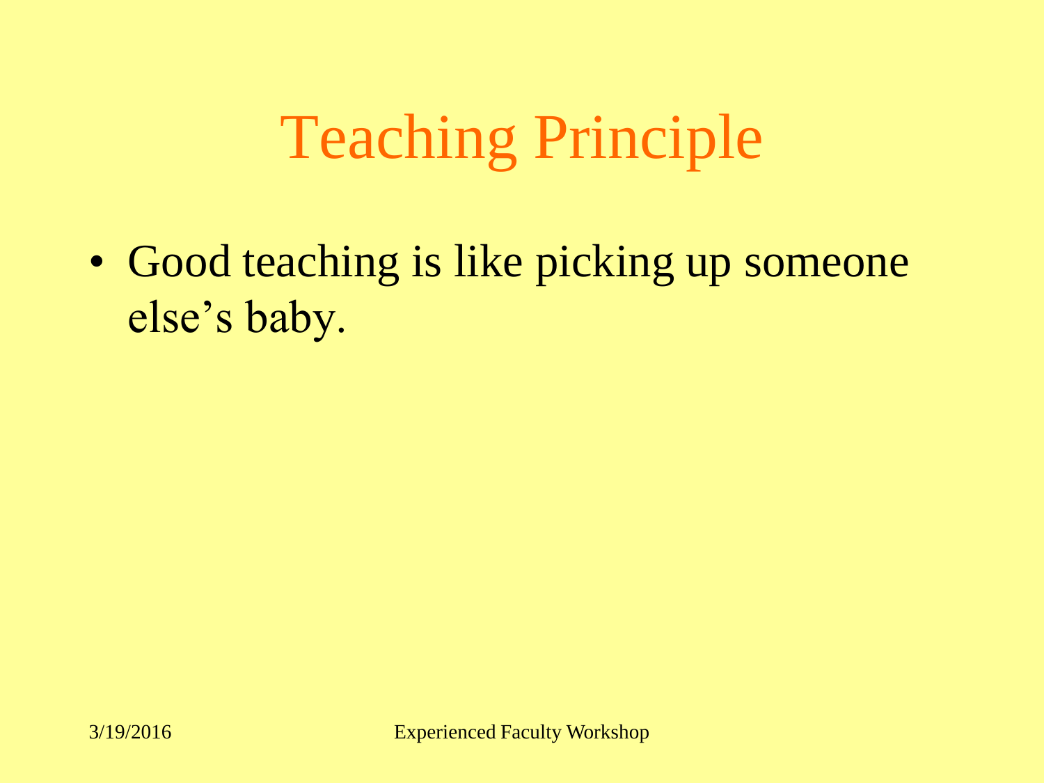# Teaching Principle

- Good teaching is like picking up someone else's baby.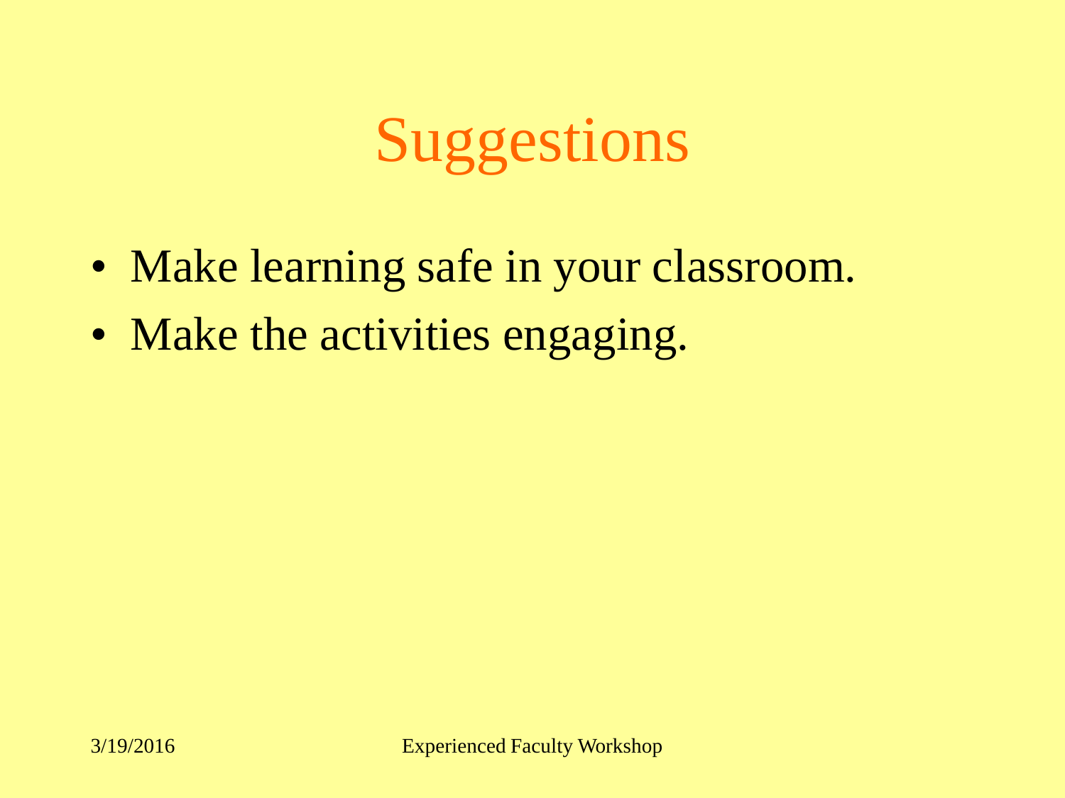# Suggestions

- Make learning safe in your classroom.
- Make the activities engaging.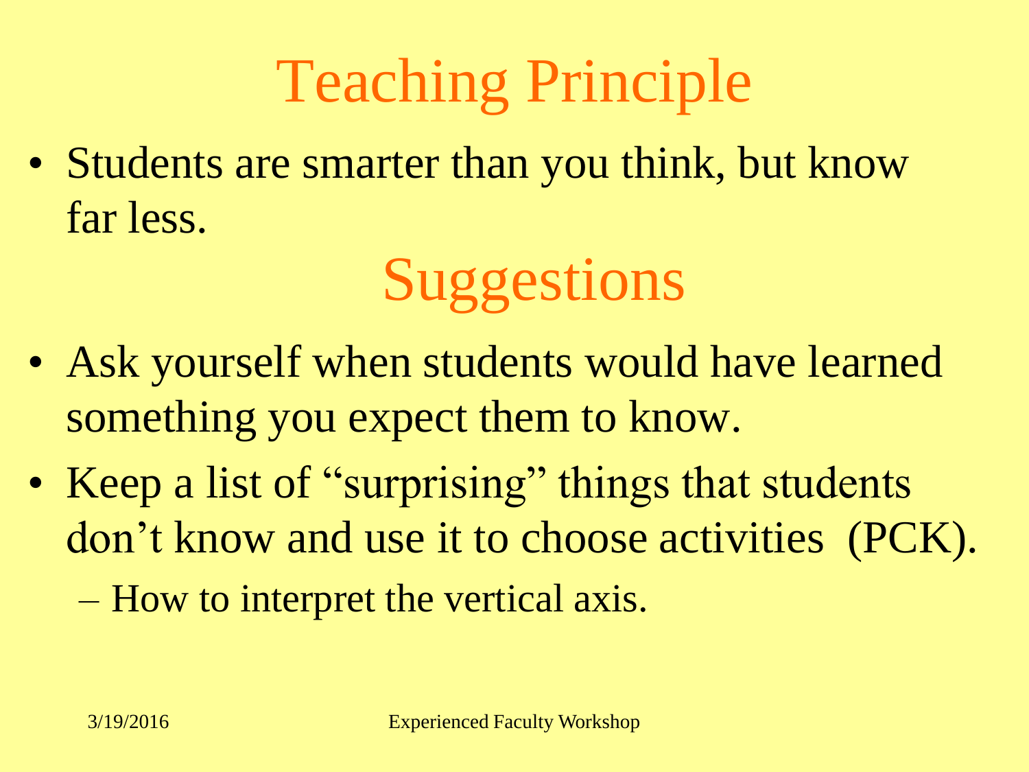# Teaching Principle

- Students are smarter than you think, but know far less.

# Suggestions

- Ask yourself when students would have learned something you expect them to know.
- Keep a list of "surprising" things that students don't know and use it to choose activities (PCK).
  - How to interpret the vertical axis.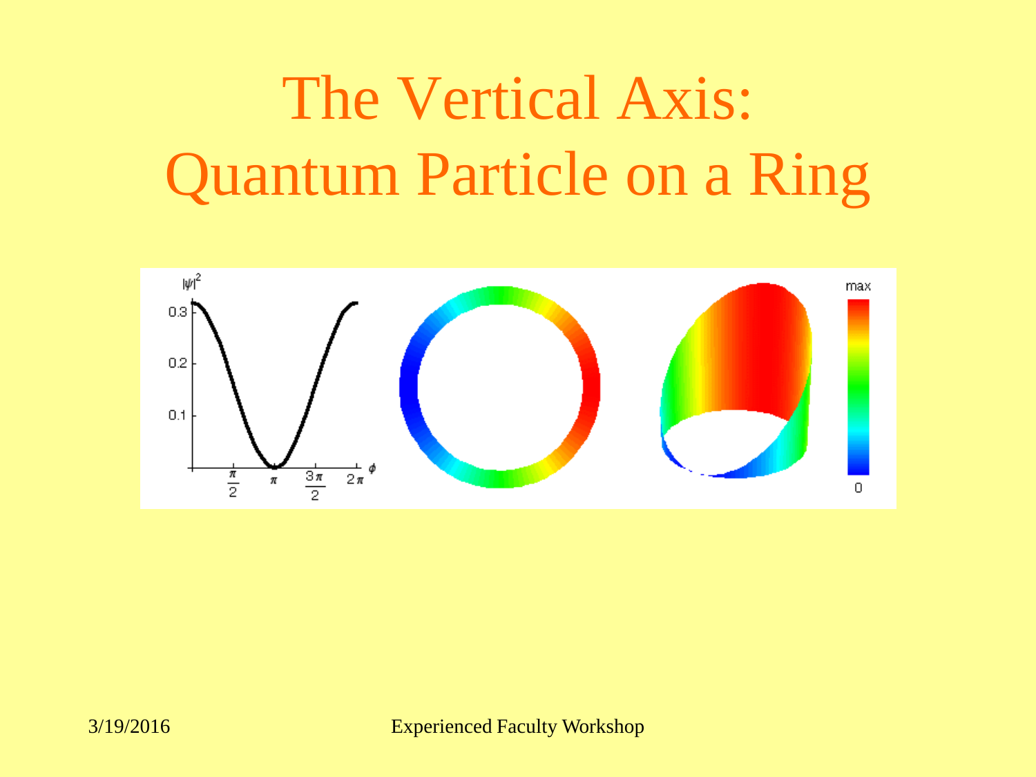# The Vertical Axis: Quantum Particle on a Ring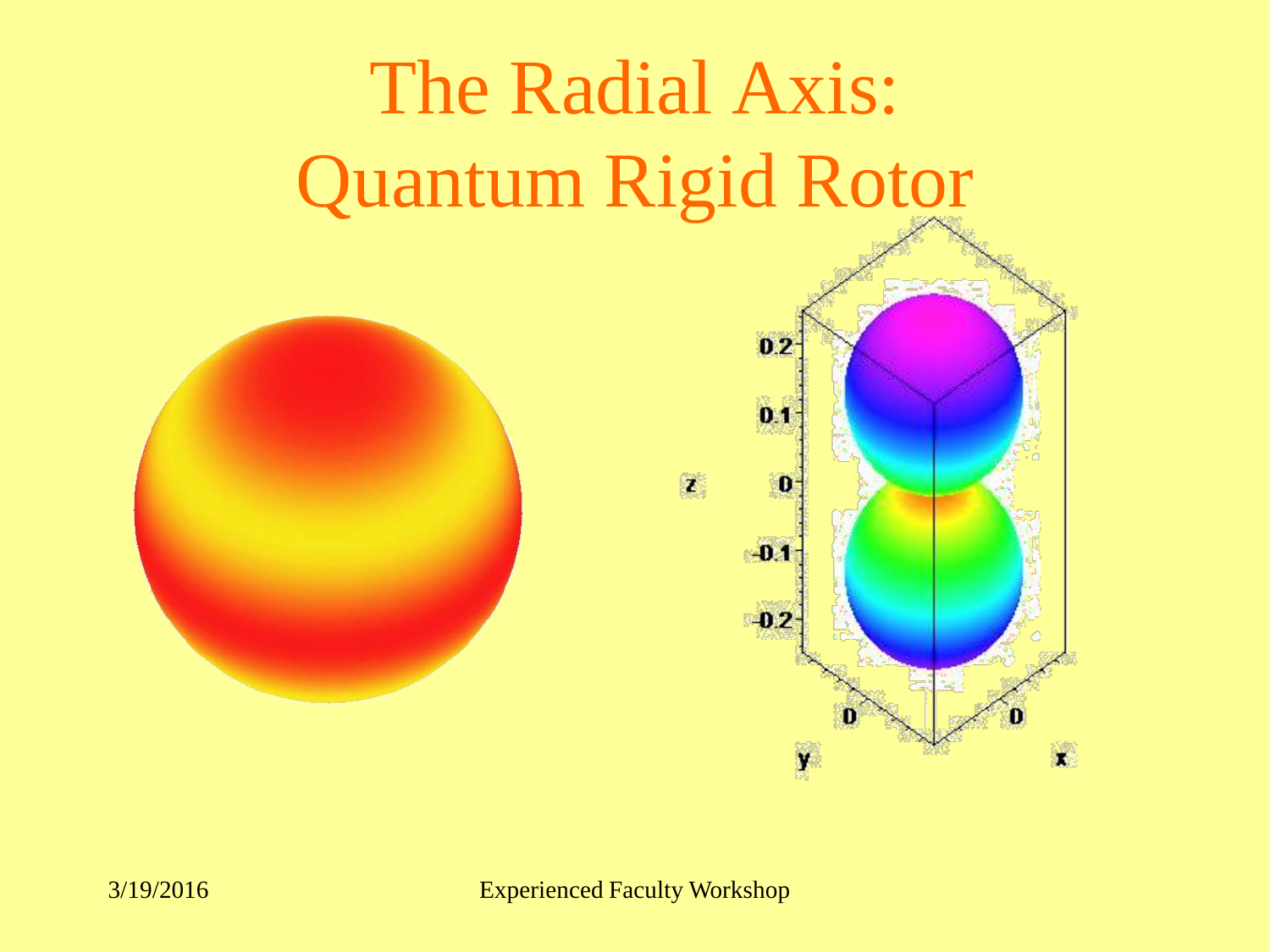# The Radial Axis: Quantum Rigid Rotor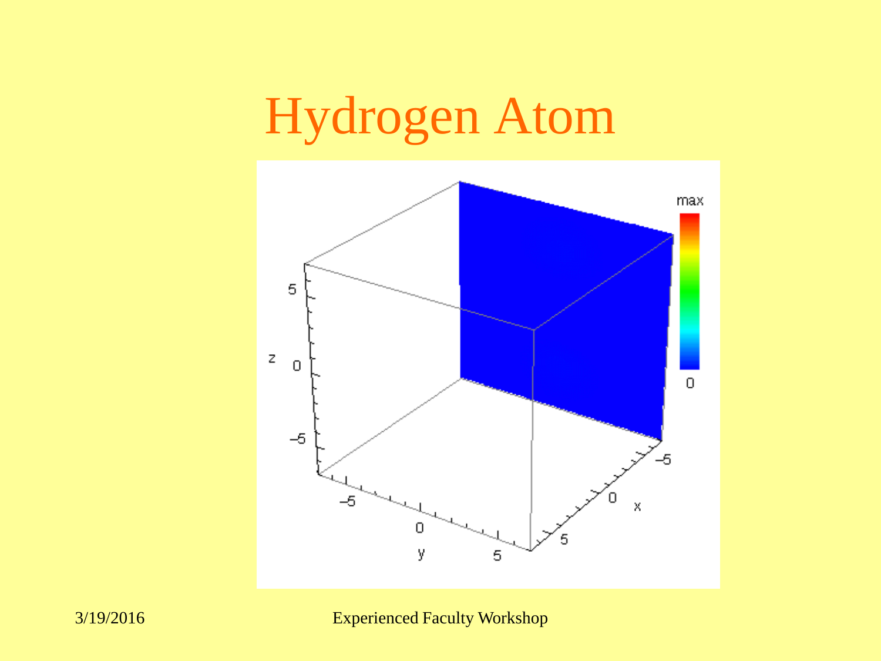# Hydrogen Atom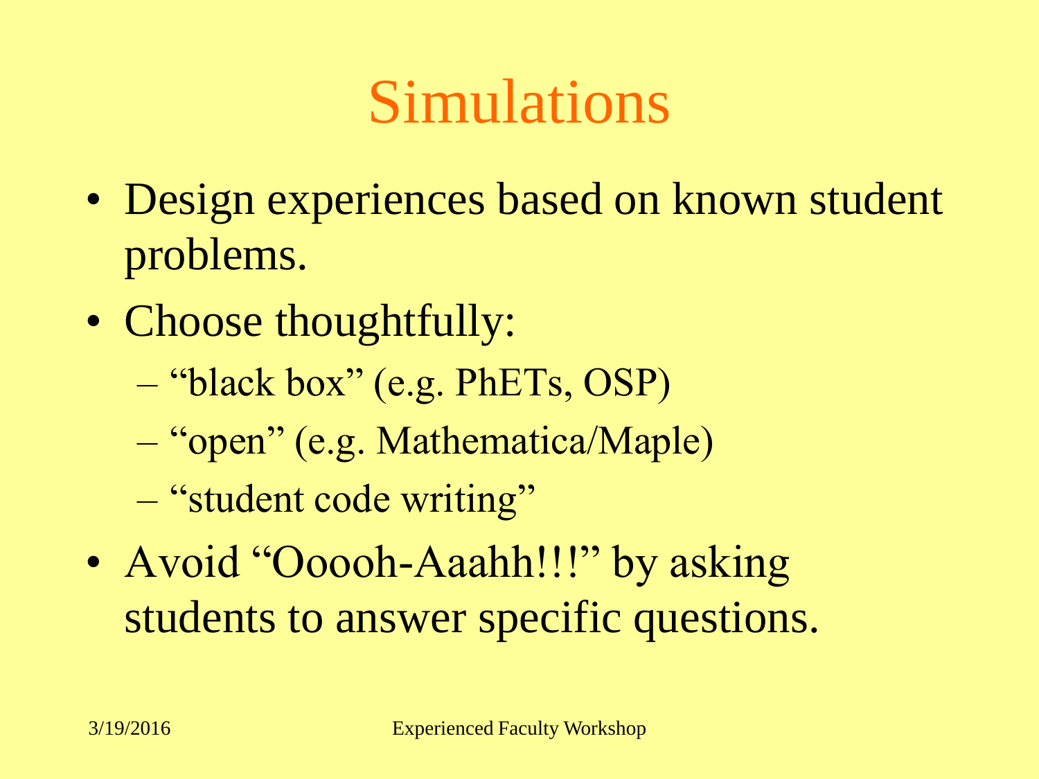# Simulations

- Design experiences based on known student problems.
- Choose thoughtfully:
  - "black box" (e.g. PhETs, OSP)
  - "open" (e.g. Mathematica/Maple)
  - "student code writing"
- Avoid "Ooooh-Aaahh!!!" by asking students to answer specific questions.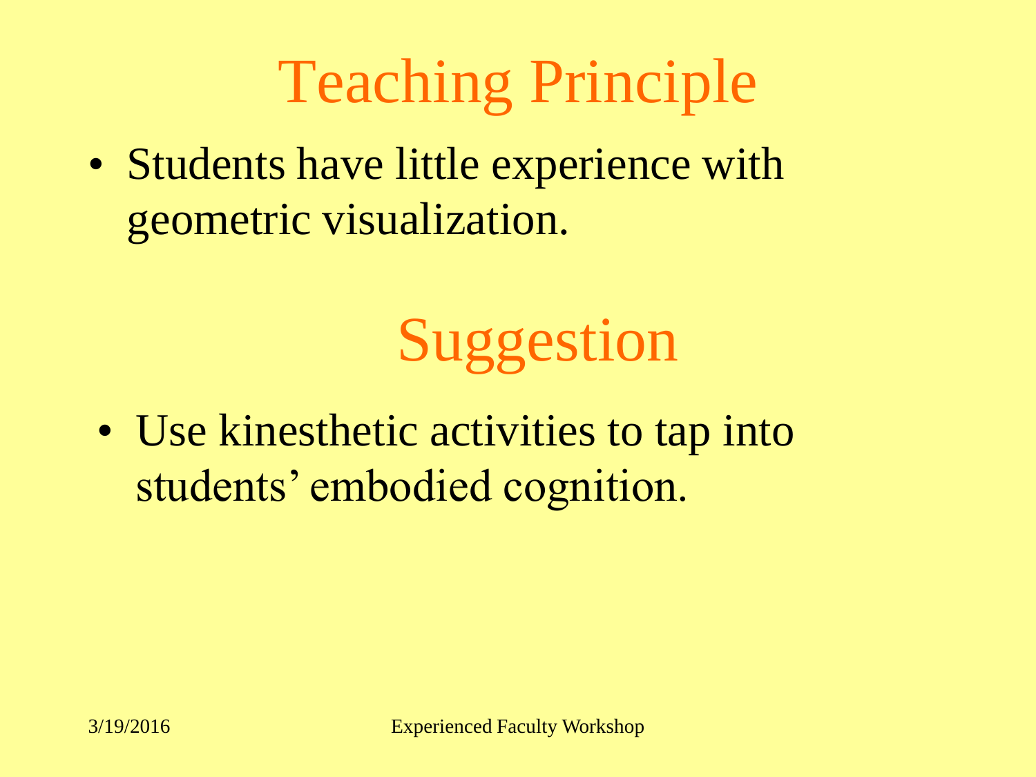# Teaching Principle

- Students have little experience with geometric visualization.

# Suggestion

- Use kinesthetic activities to tap into students' embodied cognition.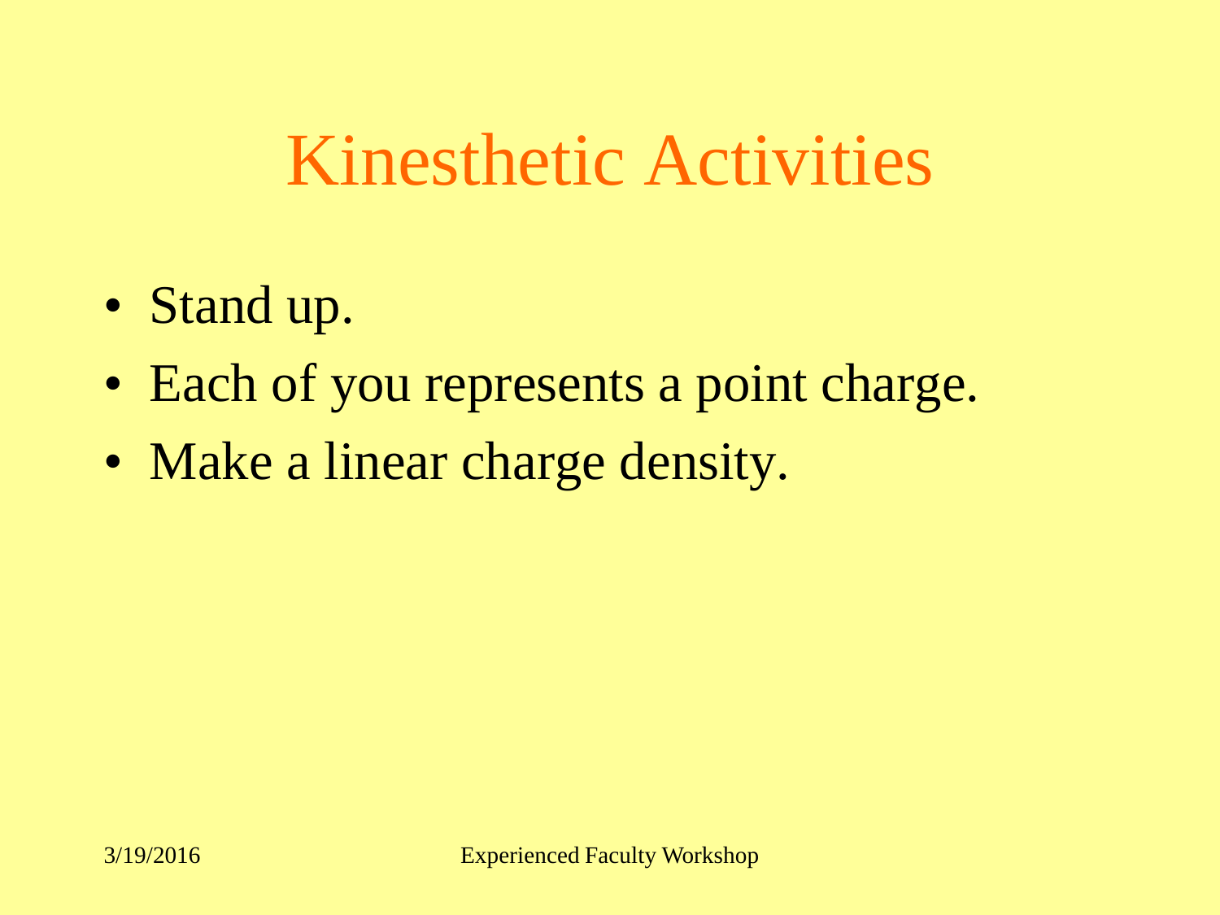# Kinesthetic Activities

- Stand up.
- Each of you represents a point charge.
- Make a linear charge density.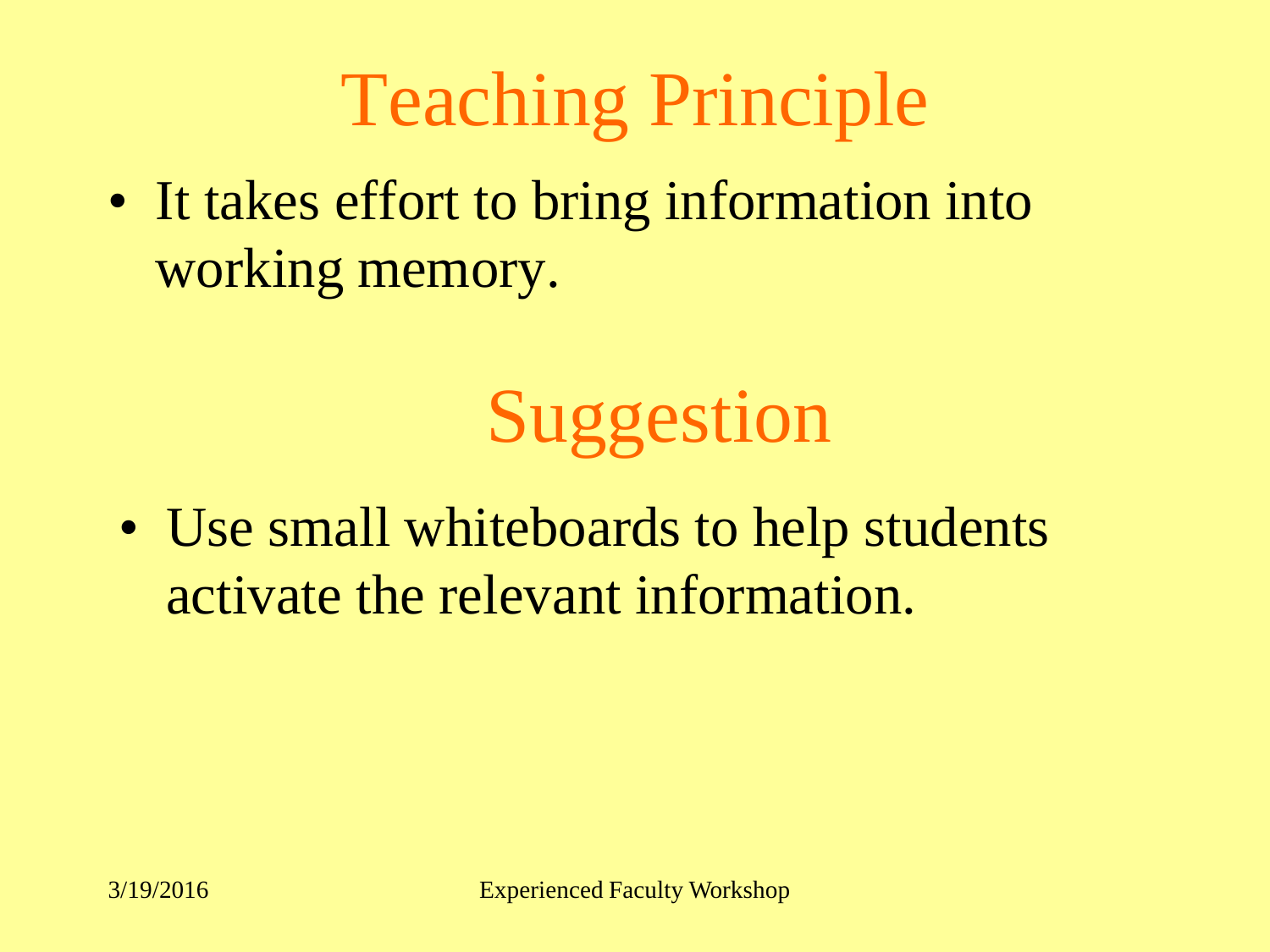# Teaching Principle

- It takes effort to bring information into working memory.

# Suggestion

- Use small whiteboards to help students activate the relevant information.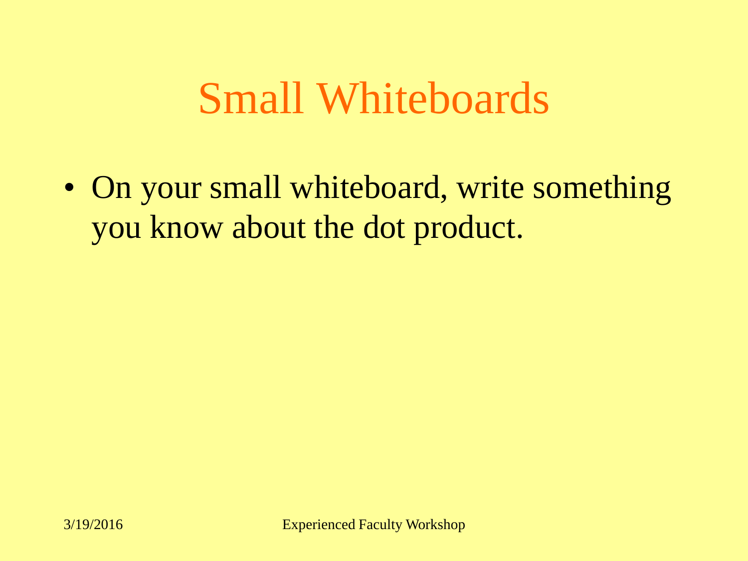# Small Whiteboards

- On your small whiteboard, write something you know about the dot product.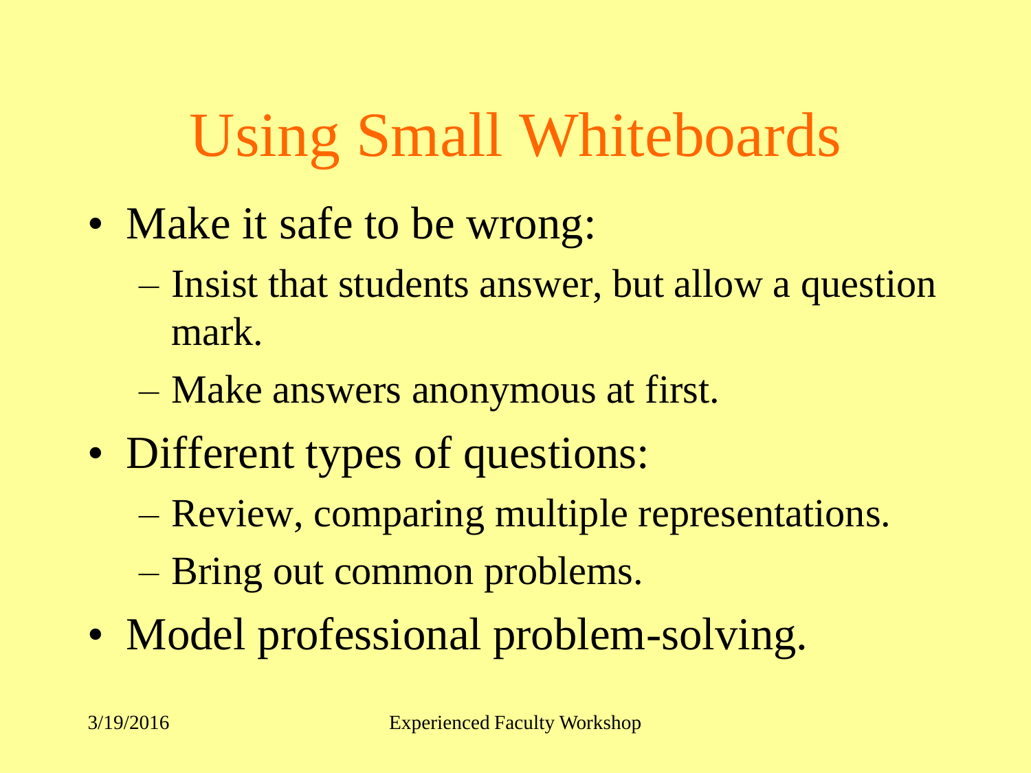# Using Small Whiteboards

- Make it safe to be wrong:
  - Insist that students answer, but allow a question mark.
  - Make answers anonymous at first.
- Different types of questions:
  - Review, comparing multiple representations.
  - Bring out common problems.
- Model professional problem-solving.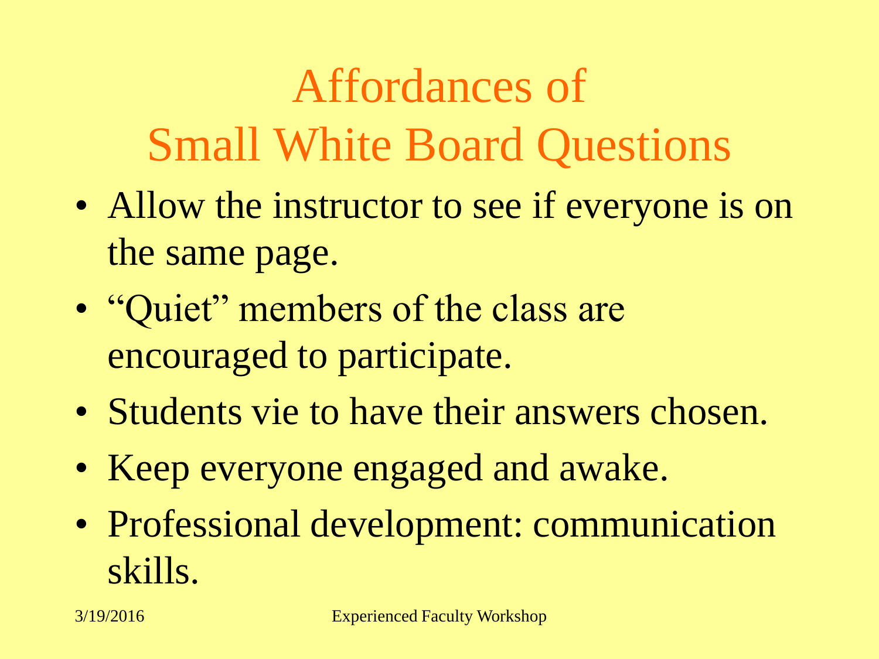# Affordances of Small White Board Questions

- Allow the instructor to see if everyone is on the same page.
- "Quiet" members of the class are encouraged to participate.
- Students vie to have their answers chosen.
- Keep everyone engaged and awake.
- Professional development: communication skills.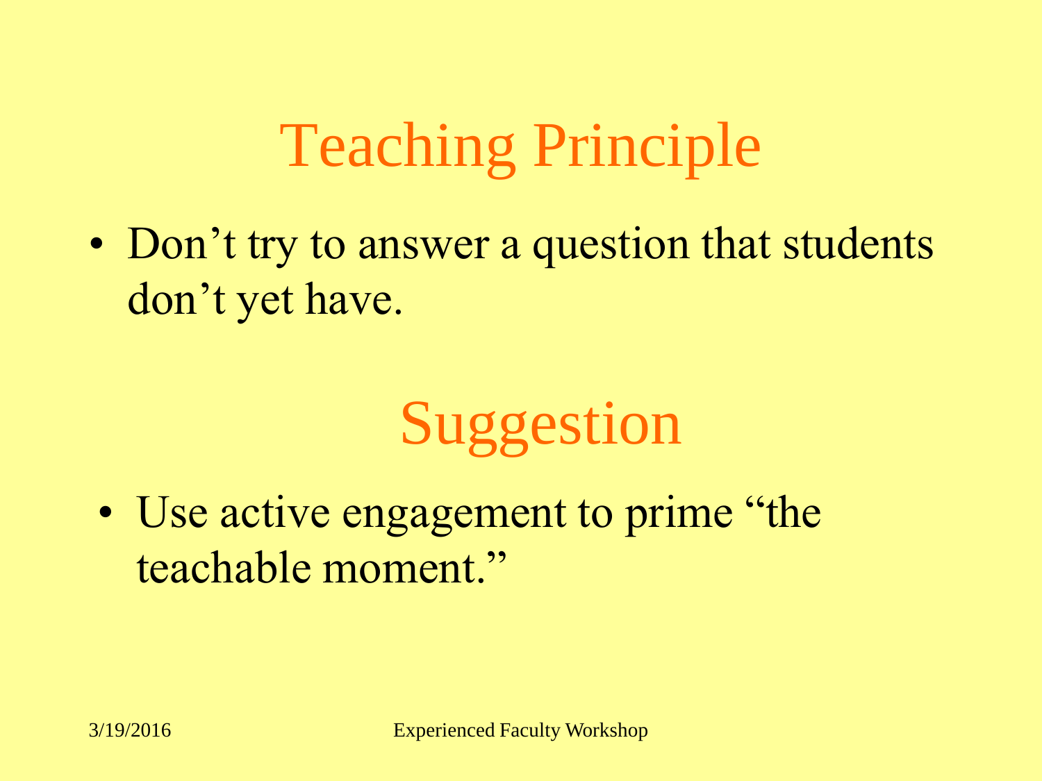# Teaching Principle

- Don’t try to answer a question that students don’t yet have.

# Suggestion

- Use active engagement to prime “the teachable moment.”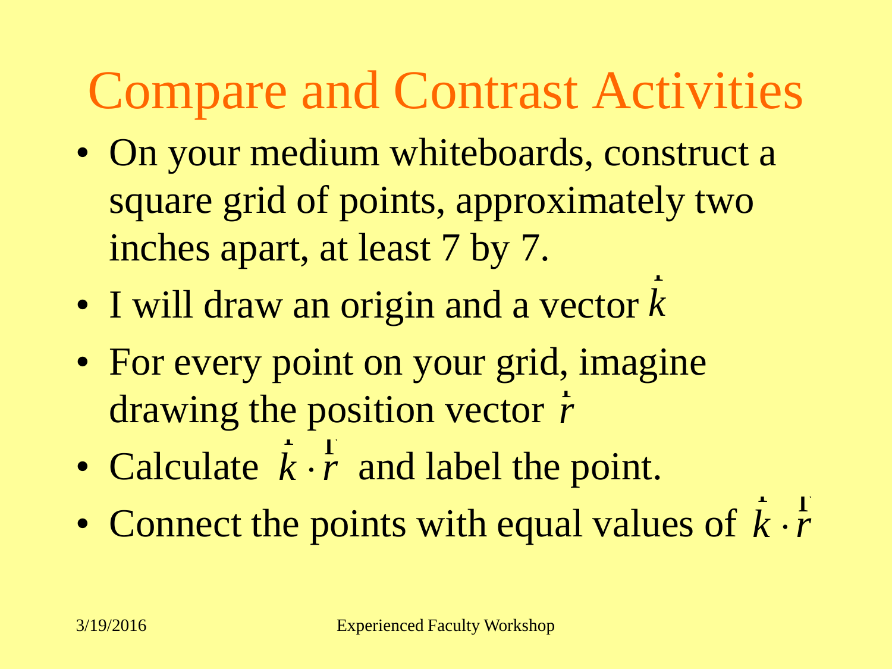# Compare and Contrast Activities

- On your medium whiteboards, construct a square grid of points, approximately two inches apart, at least 7 by 7.
- I will draw an origin and a vector $\vec{k}$
- For every point on your grid, imagine drawing the position vector $\vec{r}$
- Calculate $\vec{k} \cdot \vec{r}$ and label the point.
- Connect the points with equal values of $\vec{k} \cdot \vec{r}$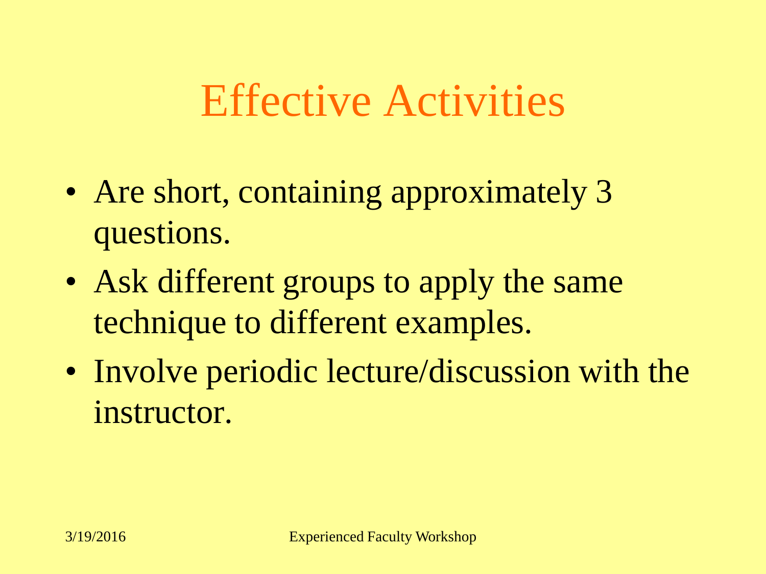# Effective Activities

- Are short, containing approximately 3 questions.
- Ask different groups to apply the same technique to different examples.
- Involve periodic lecture/discussion with the instructor.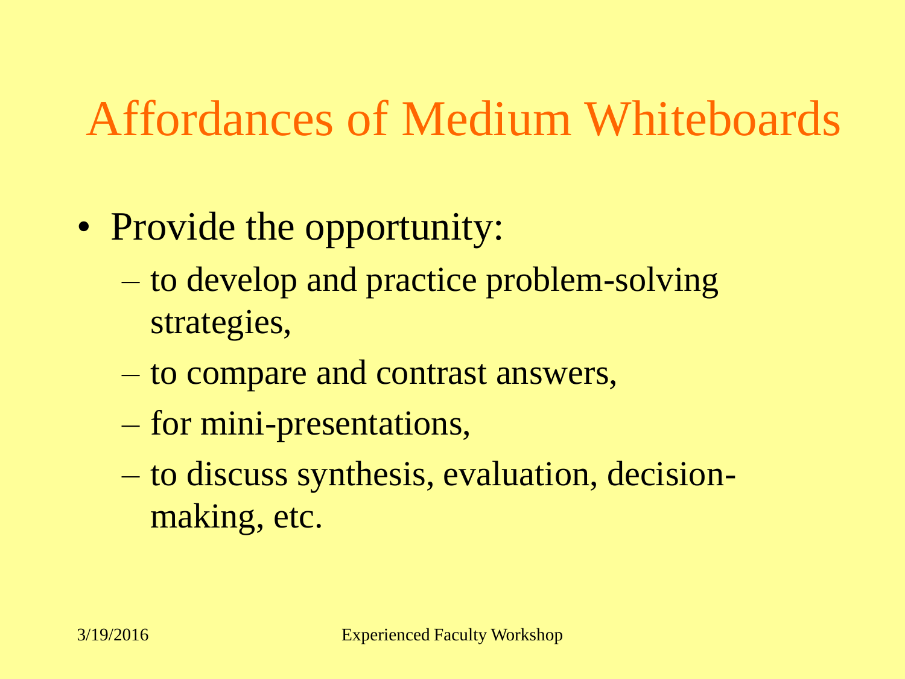# Affordances of Medium Whiteboards

- Provide the opportunity:
  - to develop and practice problem-solving strategies,
  - to compare and contrast answers,
  - for mini-presentations,
  - to discuss synthesis, evaluation, decision-making, etc.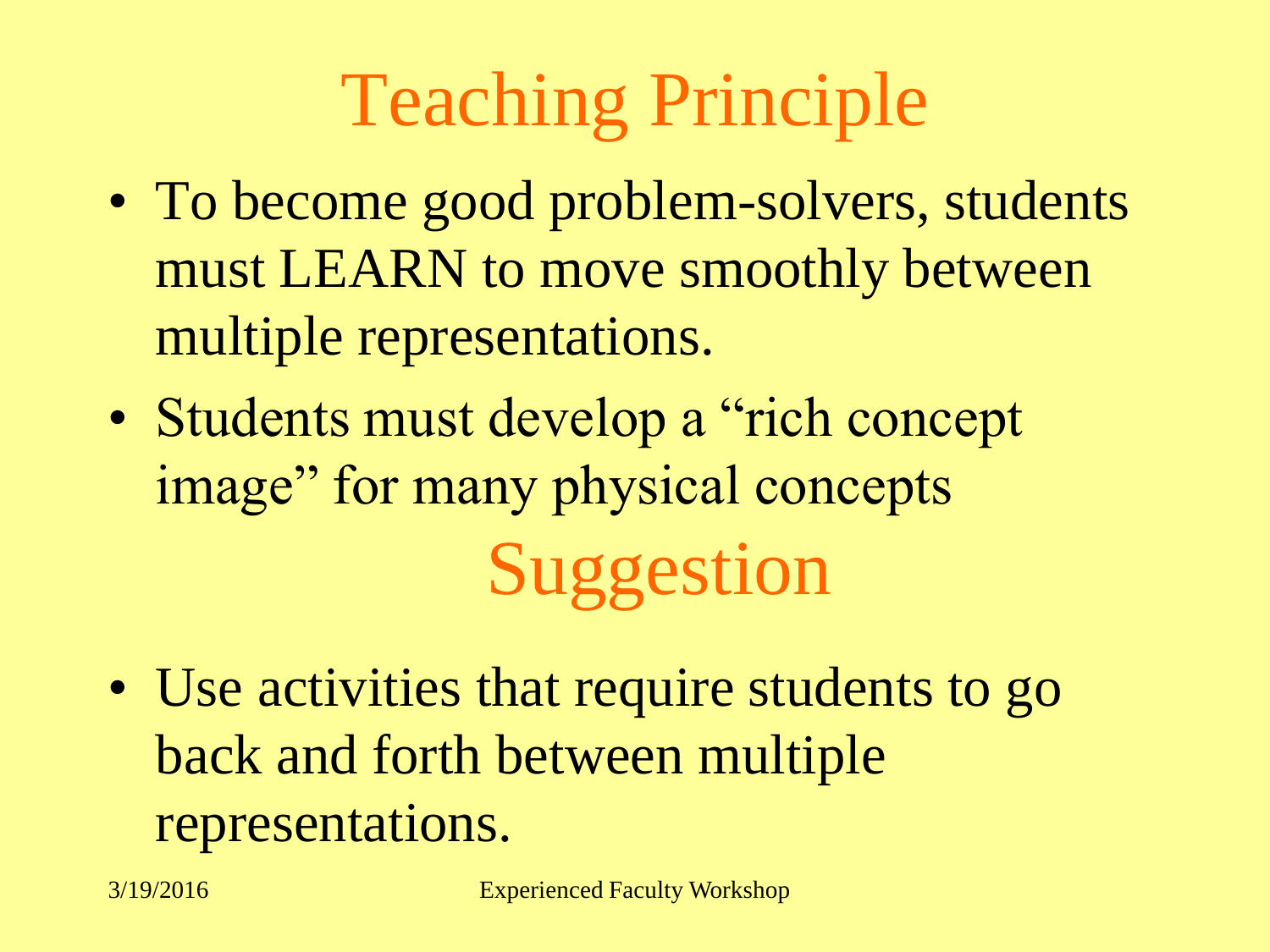# Teaching Principle

- To become good problem-solvers, students must LEARN to move smoothly between multiple representations.
- Students must develop a "rich concept image" for many physical concepts

# Suggestion

- Use activities that require students to go back and forth between multiple representations.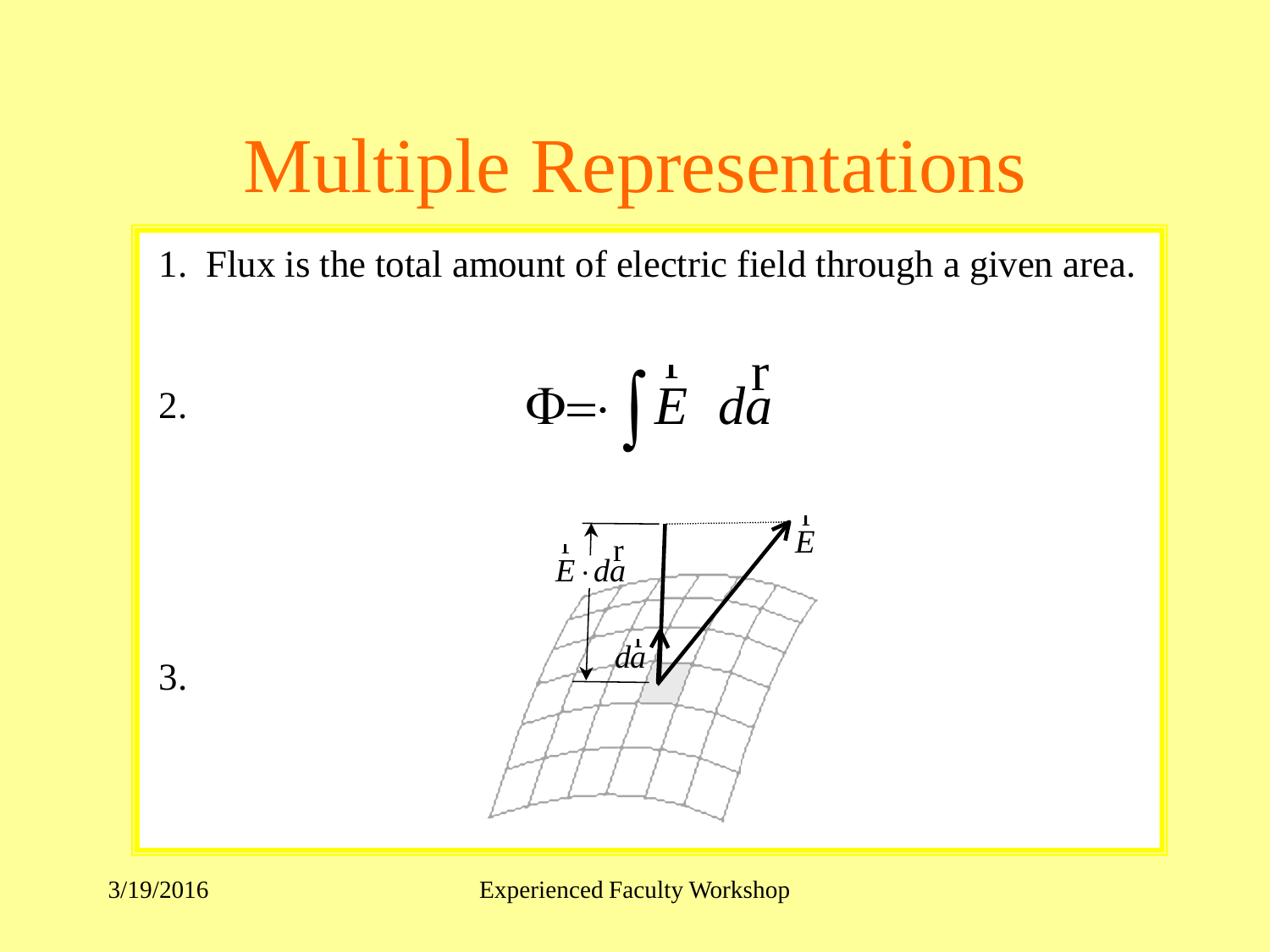# Multiple Representations

1. Flux is the total amount of electric field through a given area.

2. $$\Phi = \int \vec{E} \cdot d\vec{a}$$

3. $\vec{E} \cdot d\vec{a}$ $\quad d\vec{a}$ $\quad \vec{E}$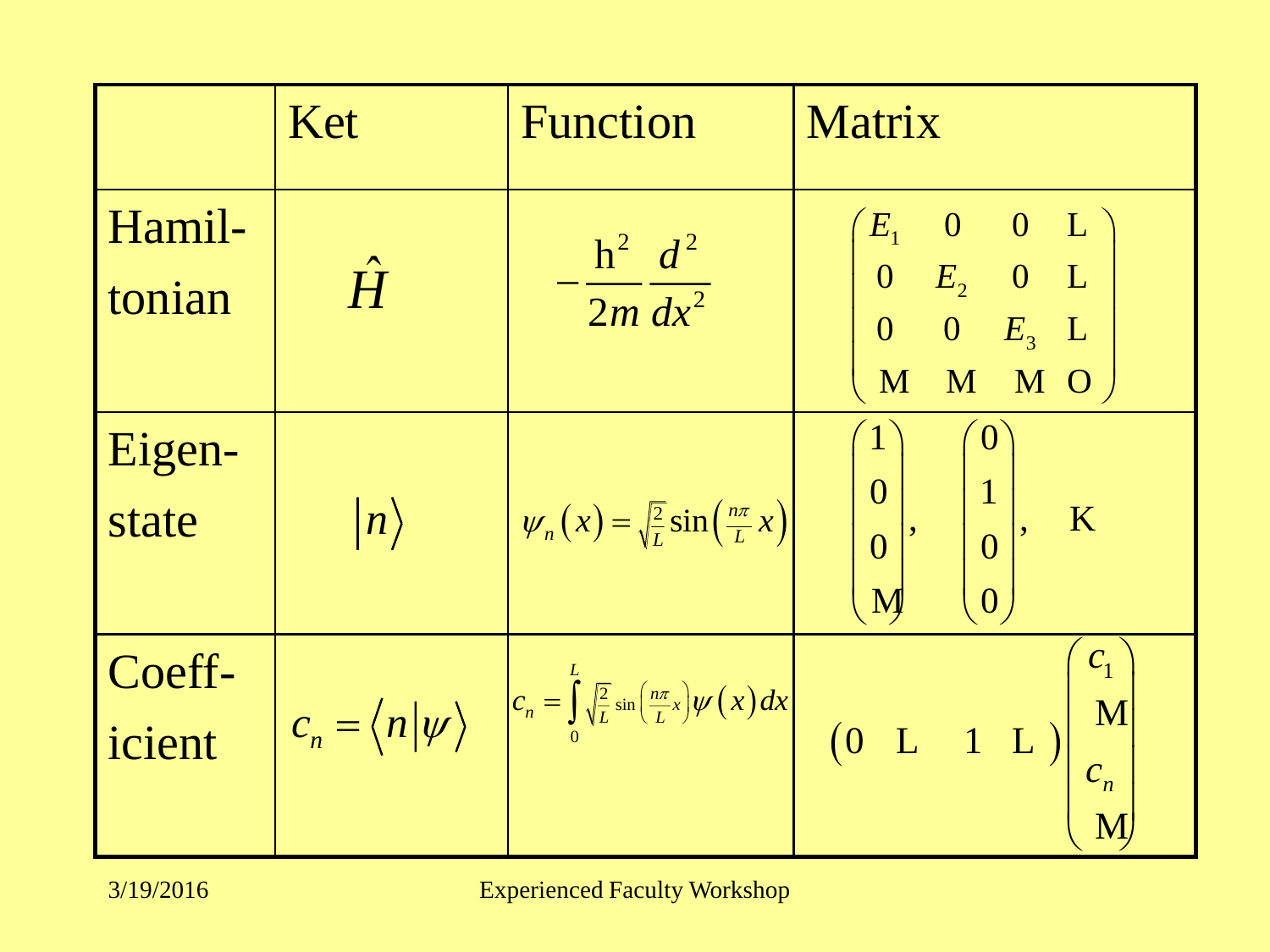| | Ket | Function | Matrix |
|---|---|---|---|
| Hamil-tonian | $\hat{H}$ | $-\frac{\hbar^2}{2m}\frac{d^2}{dx^2}$ | $\begin{pmatrix} E_1 & 0 & 0 & \cdots \\ 0 & E_2 & 0 & \cdots \\ 0 & 0 & E_3 & \cdots \\ \vdots & \vdots & \vdots & \ddots \end{pmatrix}$ |
| Eigen-state | $\lvert n \rangle$ | $\psi_n(x) = \sqrt{\frac{2}{L}}\sin\left(\frac{n\pi}{L}x\right)$ | $\begin{pmatrix} 1 \\ 0 \\ 0 \\ \vdots \end{pmatrix}, \begin{pmatrix} 0 \\ 1 \\ 0 \\ 0 \end{pmatrix}, \ldots$ |
| Coeff-icient | $c_n = \langle n \vert \psi \rangle$ | $c_n = \int_0^L \sqrt{\frac{2}{L}}\sin\left(\frac{n\pi}{L}x\right)\psi(x)\,dx$ | $\begin{pmatrix} 0 & \cdots & 1 & \cdots \end{pmatrix}\begin{pmatrix} c_1 \\ \vdots \\ c_n \\ \vdots \end{pmatrix}$ |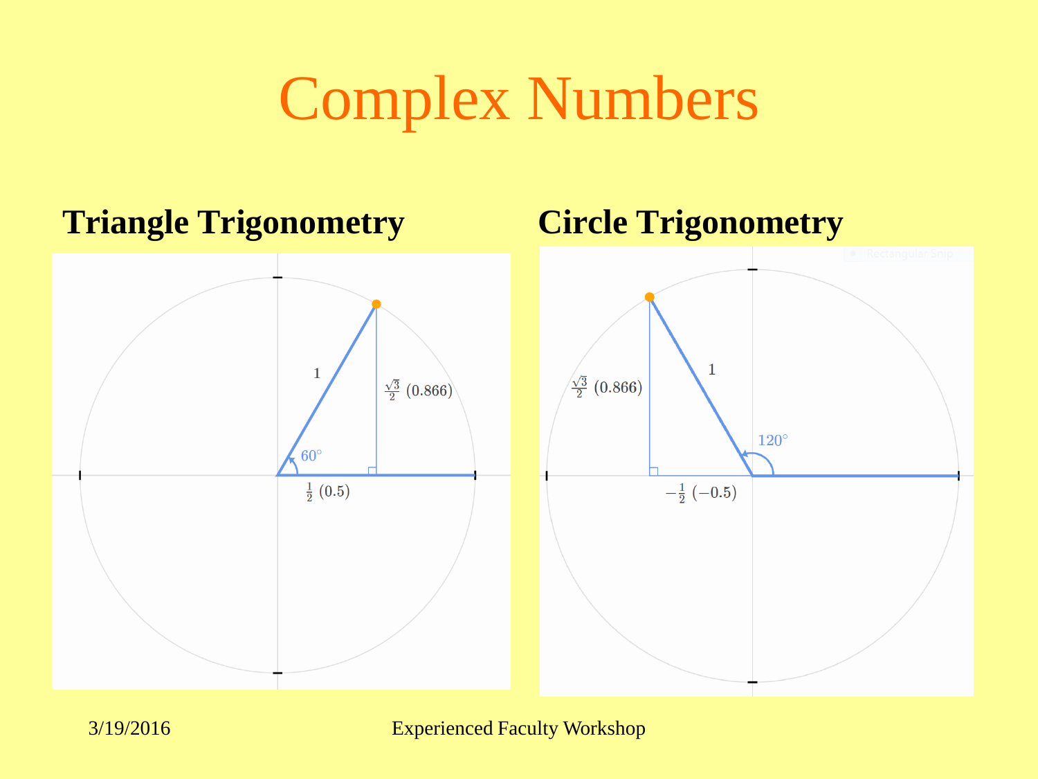# Complex Numbers

## Triangle Trigonometry

1

$\frac{\sqrt{3}}{2}$ (0.866)

60°

$\frac{1}{2}$ (0.5)

## Circle Trigonometry

1

$\frac{\sqrt{3}}{2}$ (0.866)

120°

$-\frac{1}{2}$ (−0.5)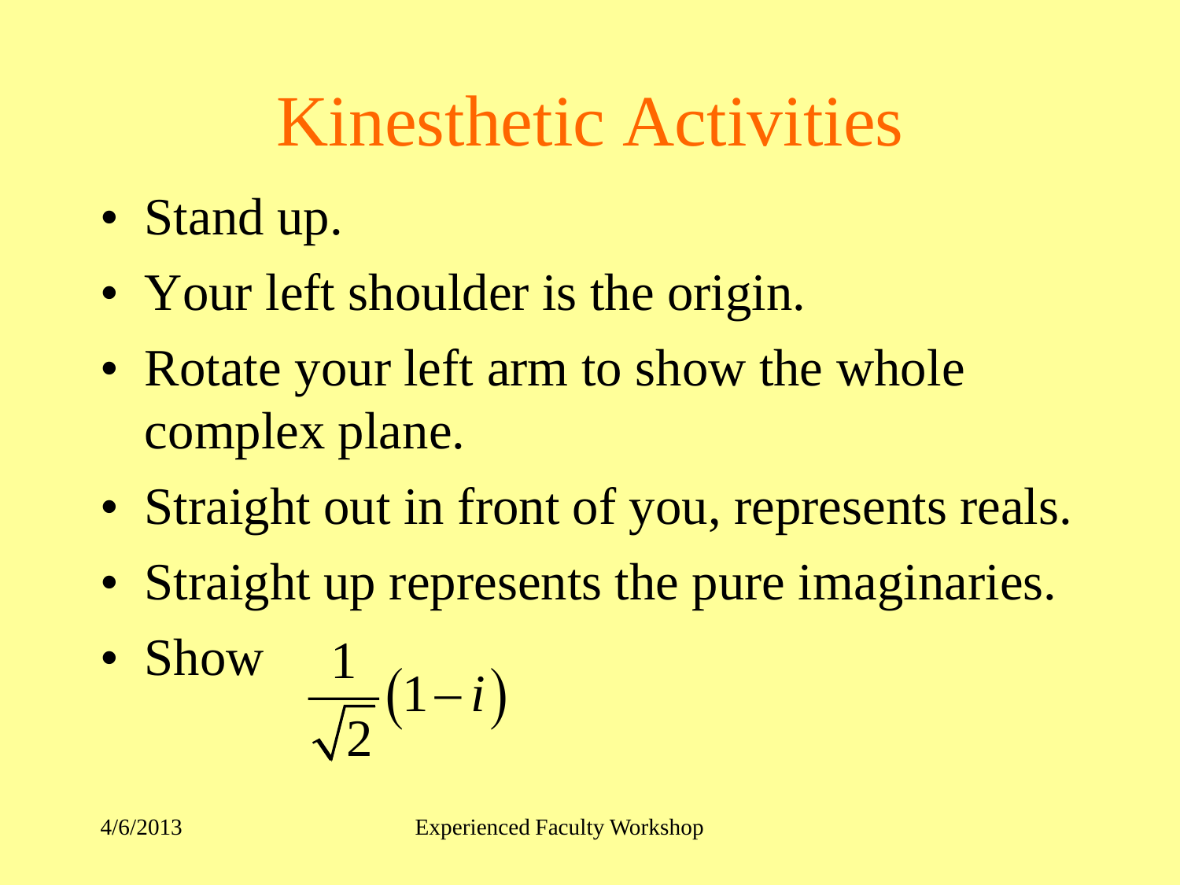# Kinesthetic Activities

- Stand up.
- Your left shoulder is the origin.
- Rotate your left arm to show the whole complex plane.
- Straight out in front of you, represents reals.
- Straight up represents the pure imaginaries.
- Show $\frac{1}{\sqrt{2}}(1-i)$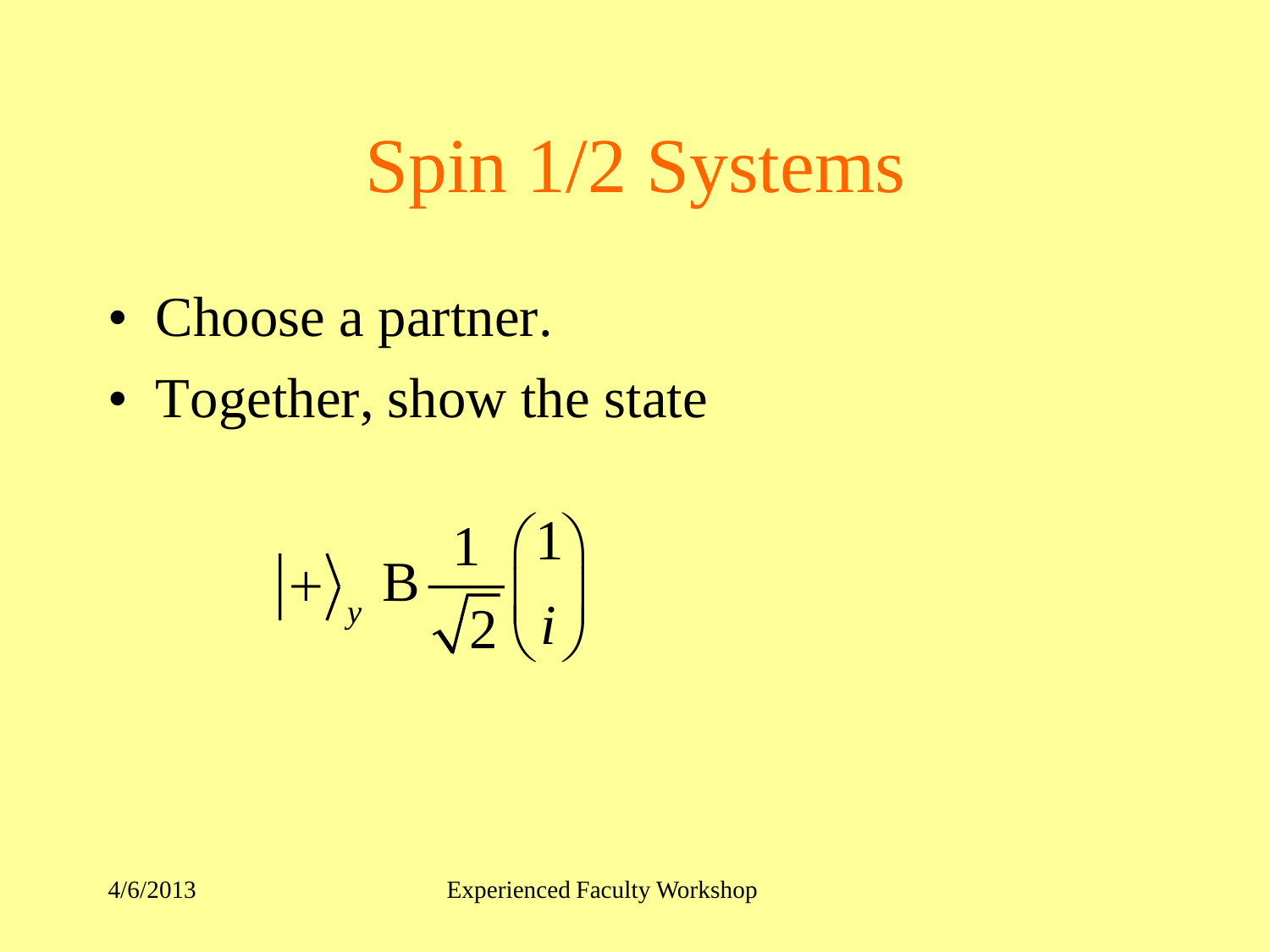# Spin 1/2 Systems

- Choose a partner.
- Together, show the state

$$\left|+\right\rangle_y \;\mathrm{B}\; \frac{1}{\sqrt{2}}\begin{pmatrix}1\\ i\end{pmatrix}$$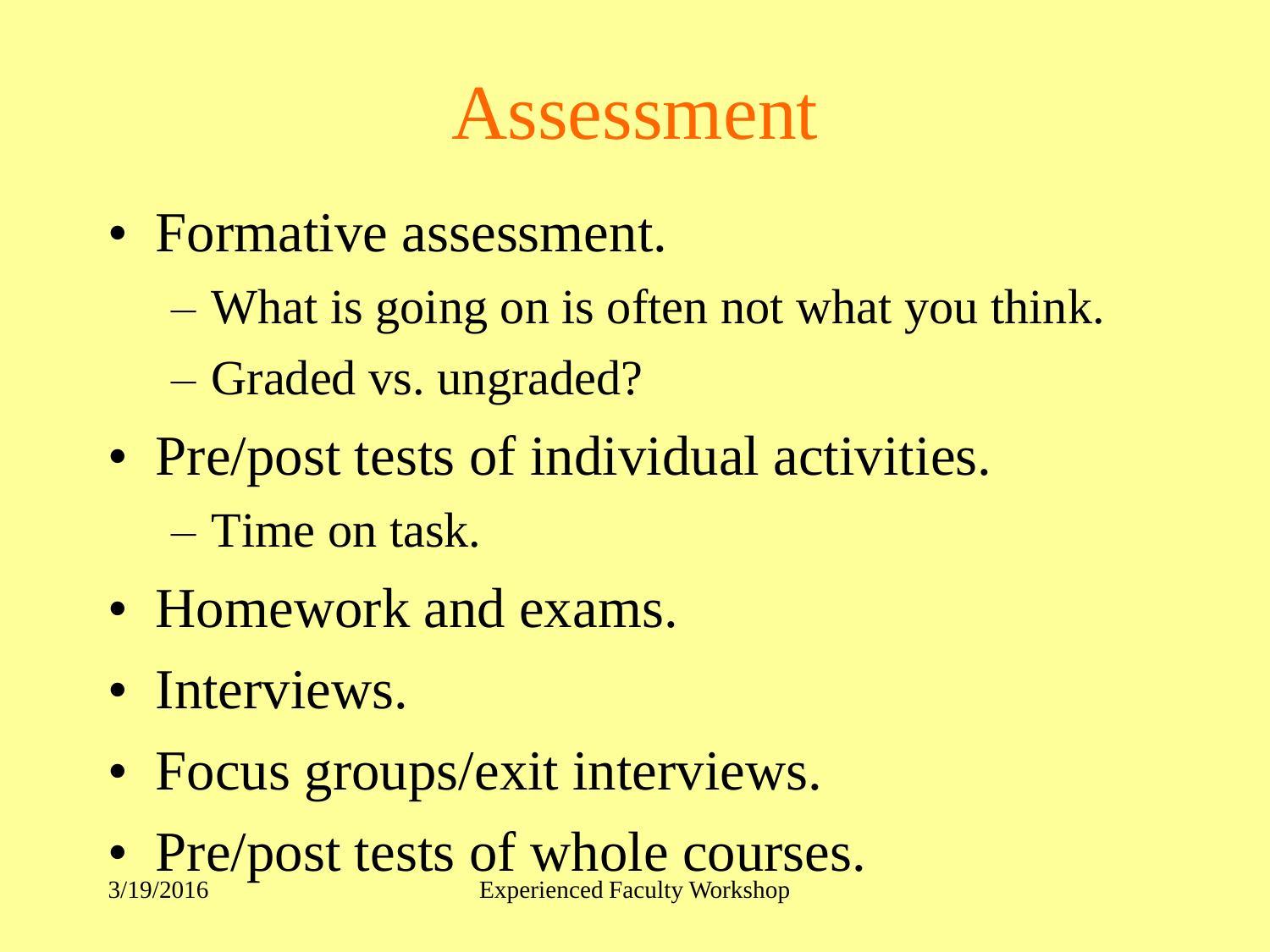# Assessment

- Formative assessment.
  - What is going on is often not what you think.
  - Graded vs. ungraded?
- Pre/post tests of individual activities.
  - Time on task.
- Homework and exams.
- Interviews.
- Focus groups/exit interviews.
- Pre/post tests of whole courses.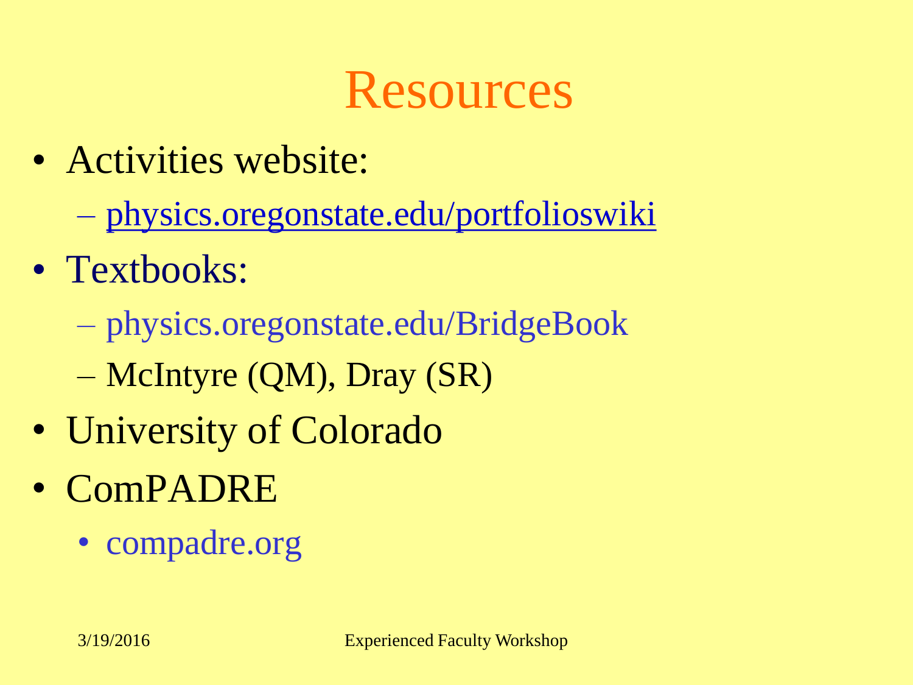# Resources

- Activities website:
  - physics.oregonstate.edu/portfolioswiki
- Textbooks:
  - physics.oregonstate.edu/BridgeBook
  - McIntyre (QM), Dray (SR)
- University of Colorado
- ComPADRE
  - compadre.org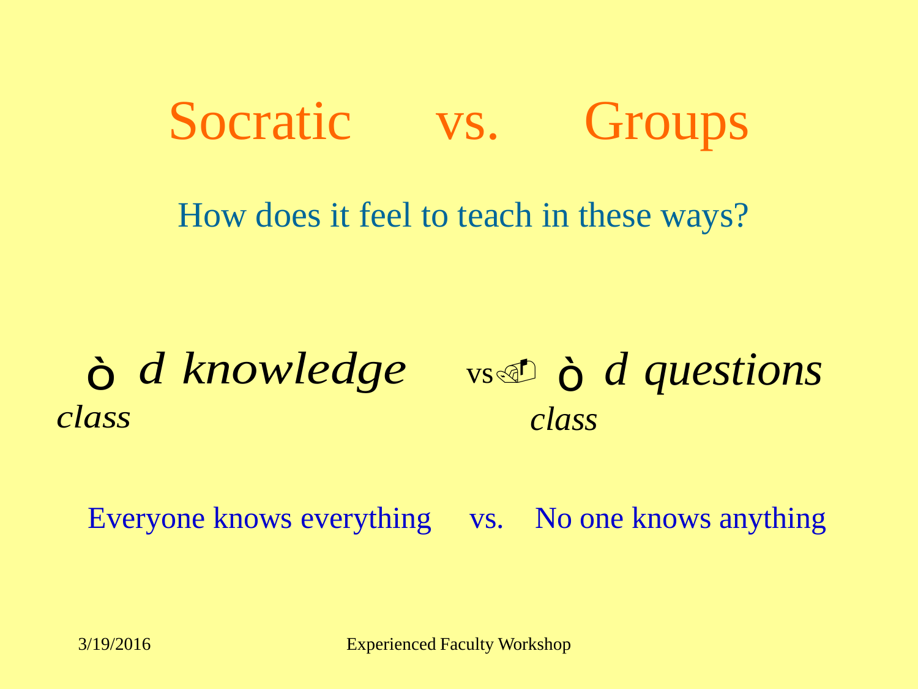# Socratic vs. Groups

How does it feel to teach in these ways?

ò *d knowledge* vs ò *d questions*

*class* *class*

Everyone knows everything vs. No one knows anything